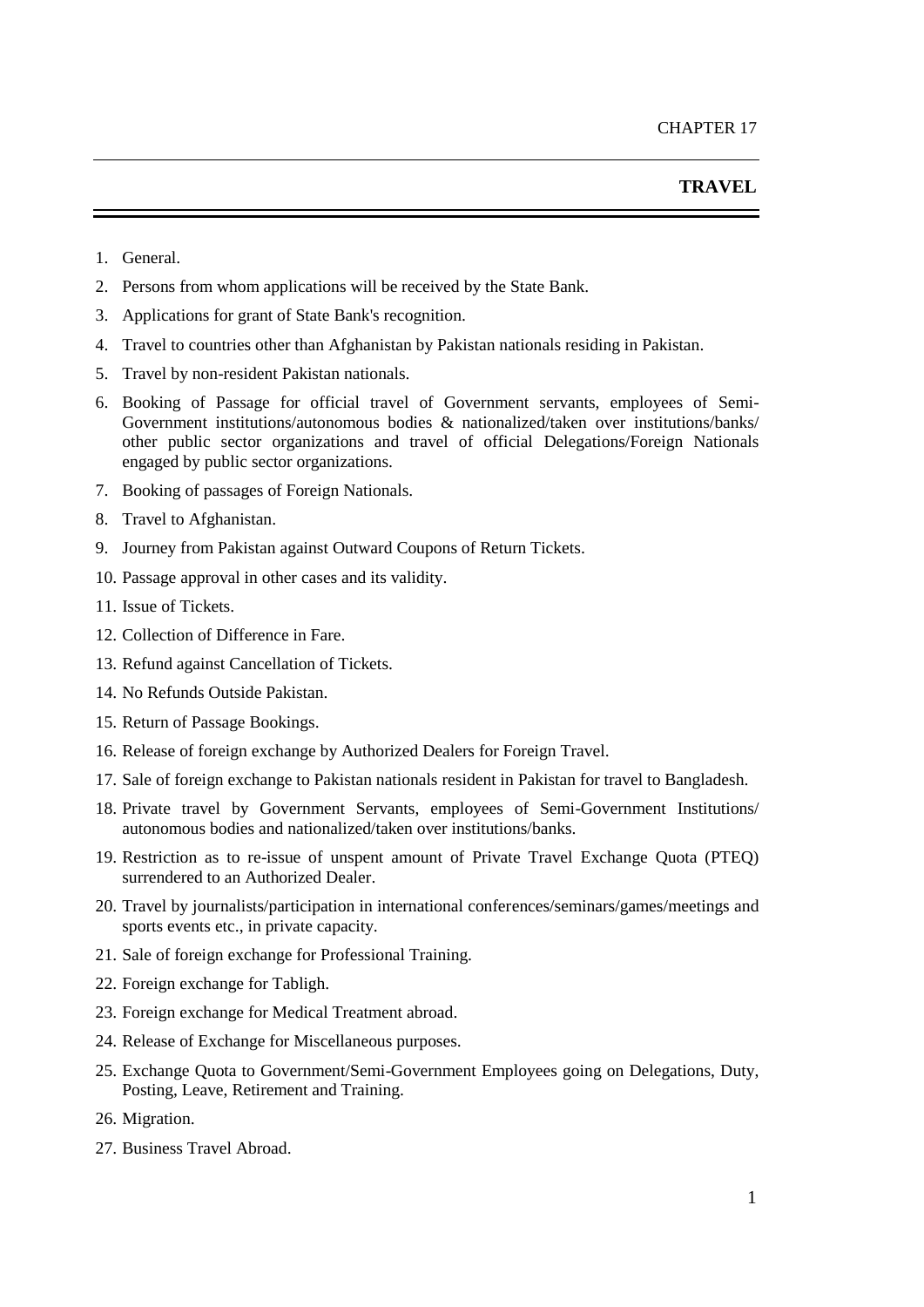CHAPTER 17

# TRAVEL

1. General.
2. Persons from whom applications will be received by the State Bank.
3. Applications for grant of State Bank's recognition.
4. Travel to countries other than Afghanistan by Pakistan nationals residing in Pakistan.
5. Travel by non-resident Pakistan nationals.
6. Booking of Passage for official travel of Government servants, employees of Semi-Government institutions/autonomous bodies & nationalized/taken over institutions/banks/ other public sector organizations and travel of official Delegations/Foreign Nationals engaged by public sector organizations.
7. Booking of passages of Foreign Nationals.
8. Travel to Afghanistan.
9. Journey from Pakistan against Outward Coupons of Return Tickets.
10. Passage approval in other cases and its validity.
11. Issue of Tickets.
12. Collection of Difference in Fare.
13. Refund against Cancellation of Tickets.
14. No Refunds Outside Pakistan.
15. Return of Passage Bookings.
16. Release of foreign exchange by Authorized Dealers for Foreign Travel.
17. Sale of foreign exchange to Pakistan nationals resident in Pakistan for travel to Bangladesh.
18. Private travel by Government Servants, employees of Semi-Government Institutions/ autonomous bodies and nationalized/taken over institutions/banks.
19. Restriction as to re-issue of unspent amount of Private Travel Exchange Quota (PTEQ) surrendered to an Authorized Dealer.
20. Travel by journalists/participation in international conferences/seminars/games/meetings and sports events etc., in private capacity.
21. Sale of foreign exchange for Professional Training.
22. Foreign exchange for Tabligh.
23. Foreign exchange for Medical Treatment abroad.
24. Release of Exchange for Miscellaneous purposes.
25. Exchange Quota to Government/Semi-Government Employees going on Delegations, Duty, Posting, Leave, Retirement and Training.
26. Migration.
27. Business Travel Abroad.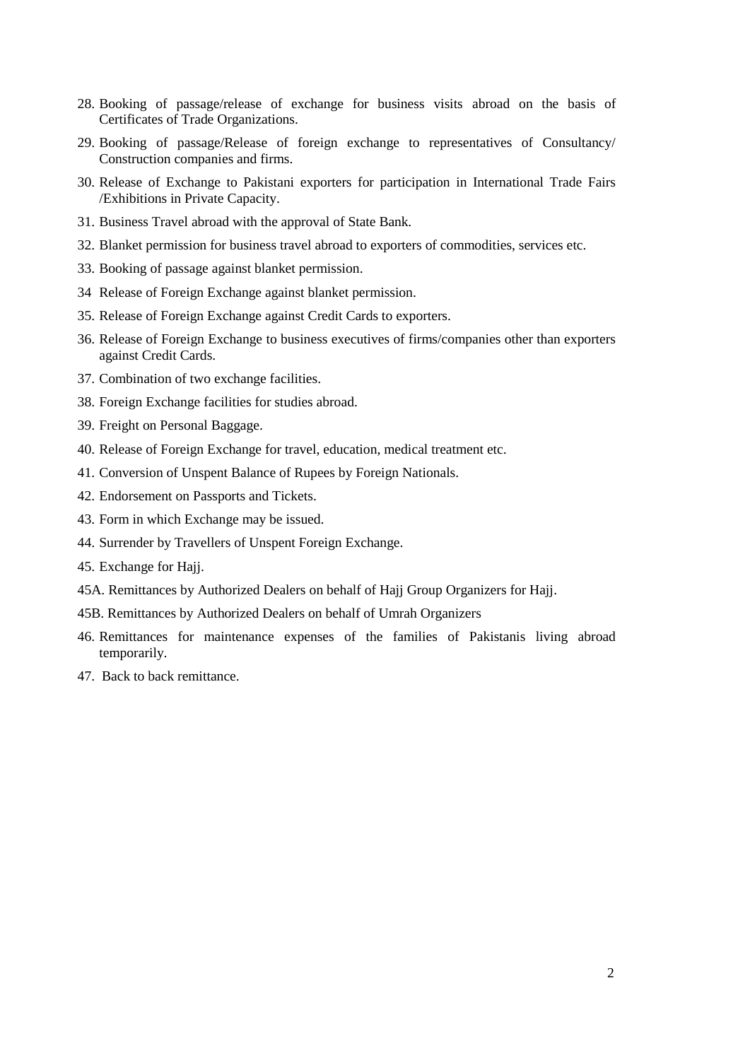28. Booking of passage/release of exchange for business visits abroad on the basis of Certificates of Trade Organizations.
29. Booking of passage/Release of foreign exchange to representatives of Consultancy/ Construction companies and firms.
30. Release of Exchange to Pakistani exporters for participation in International Trade Fairs /Exhibitions in Private Capacity.
31. Business Travel abroad with the approval of State Bank.
32. Blanket permission for business travel abroad to exporters of commodities, services etc.
33. Booking of passage against blanket permission.
34. Release of Foreign Exchange against blanket permission.
35. Release of Foreign Exchange against Credit Cards to exporters.
36. Release of Foreign Exchange to business executives of firms/companies other than exporters against Credit Cards.
37. Combination of two exchange facilities.
38. Foreign Exchange facilities for studies abroad.
39. Freight on Personal Baggage.
40. Release of Foreign Exchange for travel, education, medical treatment etc.
41. Conversion of Unspent Balance of Rupees by Foreign Nationals.
42. Endorsement on Passports and Tickets.
43. Form in which Exchange may be issued.
44. Surrender by Travellers of Unspent Foreign Exchange.
45. Exchange for Hajj.

45A. Remittances by Authorized Dealers on behalf of Hajj Group Organizers for Hajj.

45B. Remittances by Authorized Dealers on behalf of Umrah Organizers

46. Remittances for maintenance expenses of the families of Pakistanis living abroad temporarily.
47. Back to back remittance.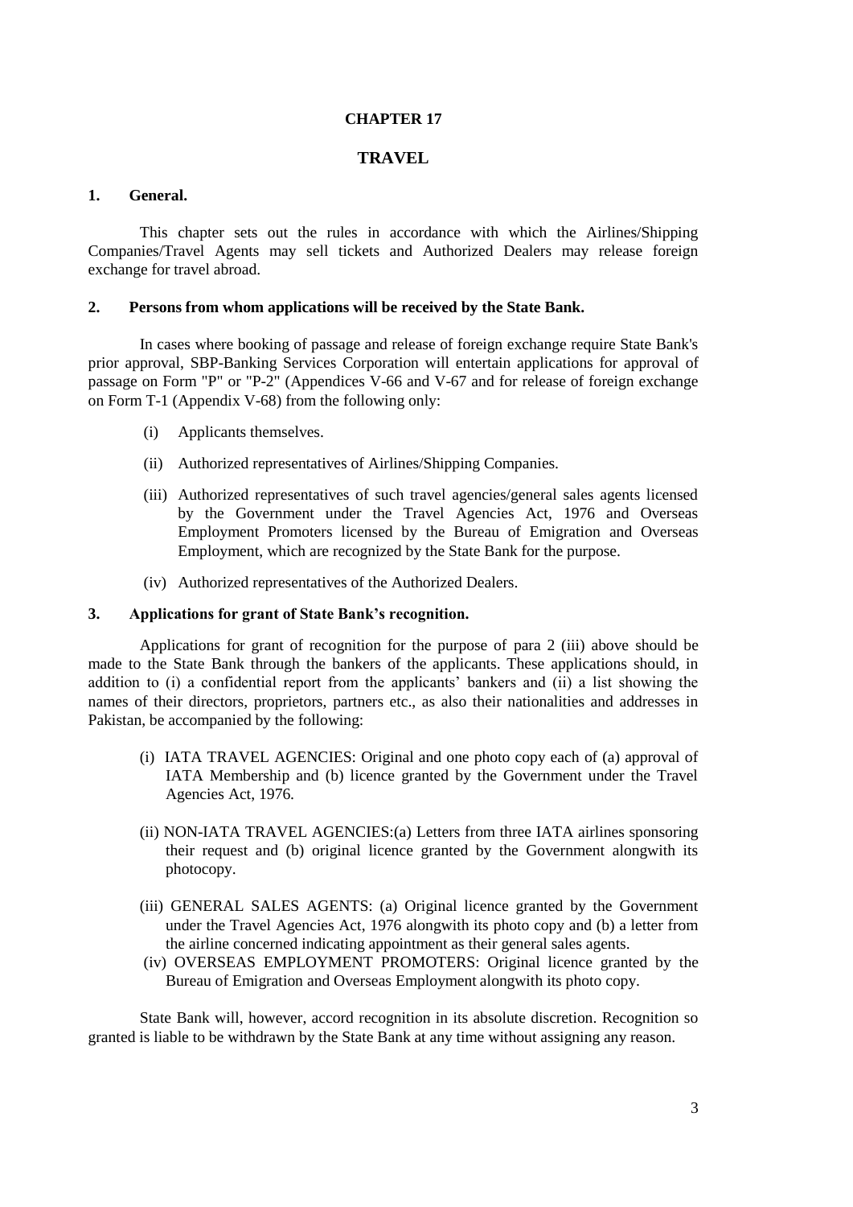# CHAPTER 17

## TRAVEL

### 1. General.

This chapter sets out the rules in accordance with which the Airlines/Shipping Companies/Travel Agents may sell tickets and Authorized Dealers may release foreign exchange for travel abroad.

### 2. Persons from whom applications will be received by the State Bank.

In cases where booking of passage and release of foreign exchange require State Bank's prior approval, SBP-Banking Services Corporation will entertain applications for approval of passage on Form "P" or "P-2" (Appendices V-66 and V-67 and for release of foreign exchange on Form T-1 (Appendix V-68) from the following only:

- (i) Applicants themselves.
- (ii) Authorized representatives of Airlines/Shipping Companies.
- (iii) Authorized representatives of such travel agencies/general sales agents licensed by the Government under the Travel Agencies Act, 1976 and Overseas Employment Promoters licensed by the Bureau of Emigration and Overseas Employment, which are recognized by the State Bank for the purpose.
- (iv) Authorized representatives of the Authorized Dealers.

### 3. Applications for grant of State Bank's recognition.

Applications for grant of recognition for the purpose of para 2 (iii) above should be made to the State Bank through the bankers of the applicants. These applications should, in addition to (i) a confidential report from the applicants' bankers and (ii) a list showing the names of their directors, proprietors, partners etc., as also their nationalities and addresses in Pakistan, be accompanied by the following:

- (i) IATA TRAVEL AGENCIES: Original and one photo copy each of (a) approval of IATA Membership and (b) licence granted by the Government under the Travel Agencies Act, 1976.
- (ii) NON-IATA TRAVEL AGENCIES:(a) Letters from three IATA airlines sponsoring their request and (b) original licence granted by the Government alongwith its photocopy.
- (iii) GENERAL SALES AGENTS: (a) Original licence granted by the Government under the Travel Agencies Act, 1976 alongwith its photo copy and (b) a letter from the airline concerned indicating appointment as their general sales agents.
- (iv) OVERSEAS EMPLOYMENT PROMOTERS: Original licence granted by the Bureau of Emigration and Overseas Employment alongwith its photo copy.

State Bank will, however, accord recognition in its absolute discretion. Recognition so granted is liable to be withdrawn by the State Bank at any time without assigning any reason.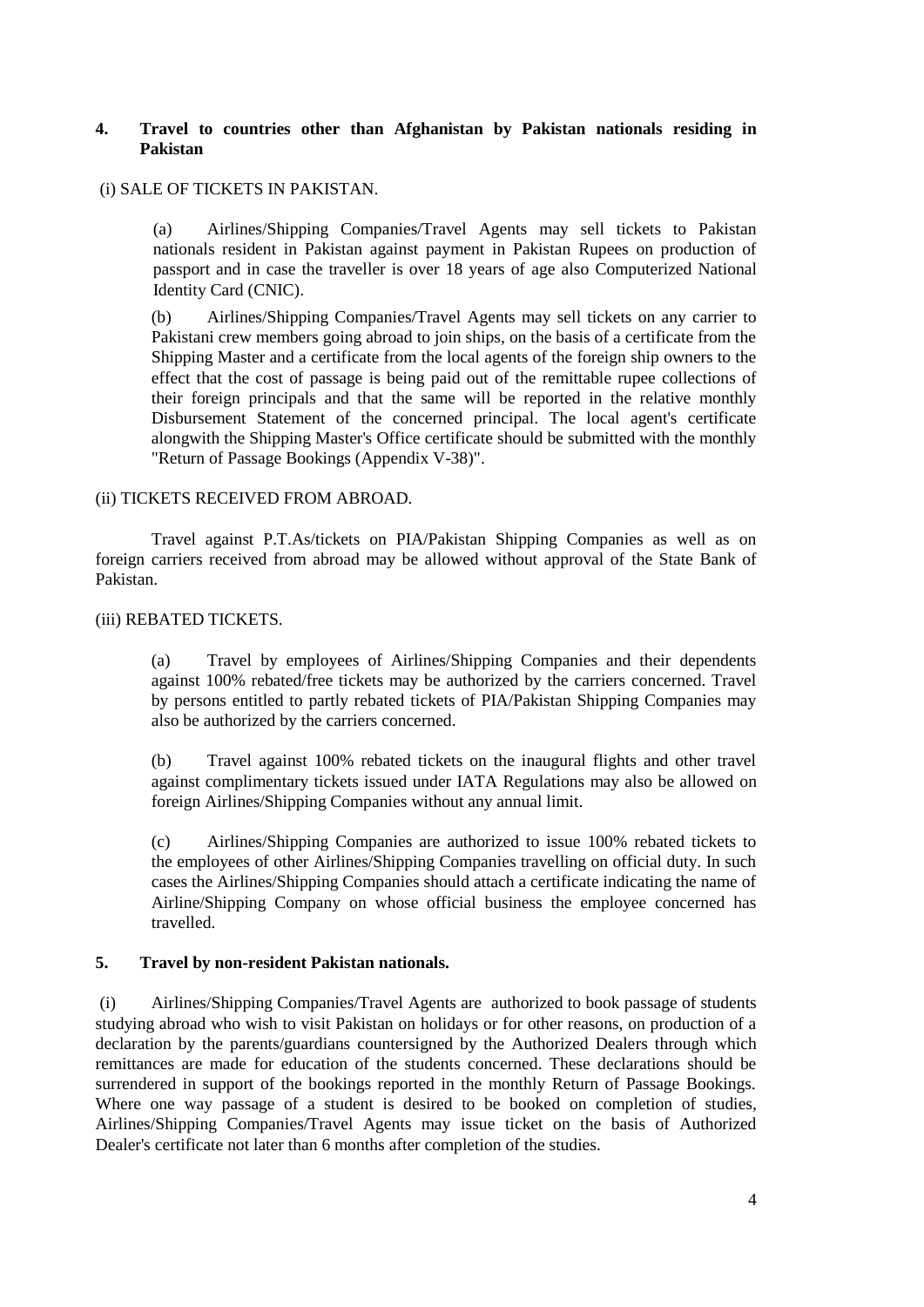**4. Travel to countries other than Afghanistan by Pakistan nationals residing in Pakistan**

(i) SALE OF TICKETS IN PAKISTAN.

(a) Airlines/Shipping Companies/Travel Agents may sell tickets to Pakistan nationals resident in Pakistan against payment in Pakistan Rupees on production of passport and in case the traveller is over 18 years of age also Computerized National Identity Card (CNIC).

(b) Airlines/Shipping Companies/Travel Agents may sell tickets on any carrier to Pakistani crew members going abroad to join ships, on the basis of a certificate from the Shipping Master and a certificate from the local agents of the foreign ship owners to the effect that the cost of passage is being paid out of the remittable rupee collections of their foreign principals and that the same will be reported in the relative monthly Disbursement Statement of the concerned principal. The local agent's certificate alongwith the Shipping Master's Office certificate should be submitted with the monthly "Return of Passage Bookings (Appendix V-38)".

(ii) TICKETS RECEIVED FROM ABROAD.

Travel against P.T.As/tickets on PIA/Pakistan Shipping Companies as well as on foreign carriers received from abroad may be allowed without approval of the State Bank of Pakistan.

(iii) REBATED TICKETS.

(a) Travel by employees of Airlines/Shipping Companies and their dependents against 100% rebated/free tickets may be authorized by the carriers concerned. Travel by persons entitled to partly rebated tickets of PIA/Pakistan Shipping Companies may also be authorized by the carriers concerned.

(b) Travel against 100% rebated tickets on the inaugural flights and other travel against complimentary tickets issued under IATA Regulations may also be allowed on foreign Airlines/Shipping Companies without any annual limit.

(c) Airlines/Shipping Companies are authorized to issue 100% rebated tickets to the employees of other Airlines/Shipping Companies travelling on official duty. In such cases the Airlines/Shipping Companies should attach a certificate indicating the name of Airline/Shipping Company on whose official business the employee concerned has travelled.

**5. Travel by non-resident Pakistan nationals.**

(i) Airlines/Shipping Companies/Travel Agents are authorized to book passage of students studying abroad who wish to visit Pakistan on holidays or for other reasons, on production of a declaration by the parents/guardians countersigned by the Authorized Dealers through which remittances are made for education of the students concerned. These declarations should be surrendered in support of the bookings reported in the monthly Return of Passage Bookings. Where one way passage of a student is desired to be booked on completion of studies, Airlines/Shipping Companies/Travel Agents may issue ticket on the basis of Authorized Dealer's certificate not later than 6 months after completion of the studies.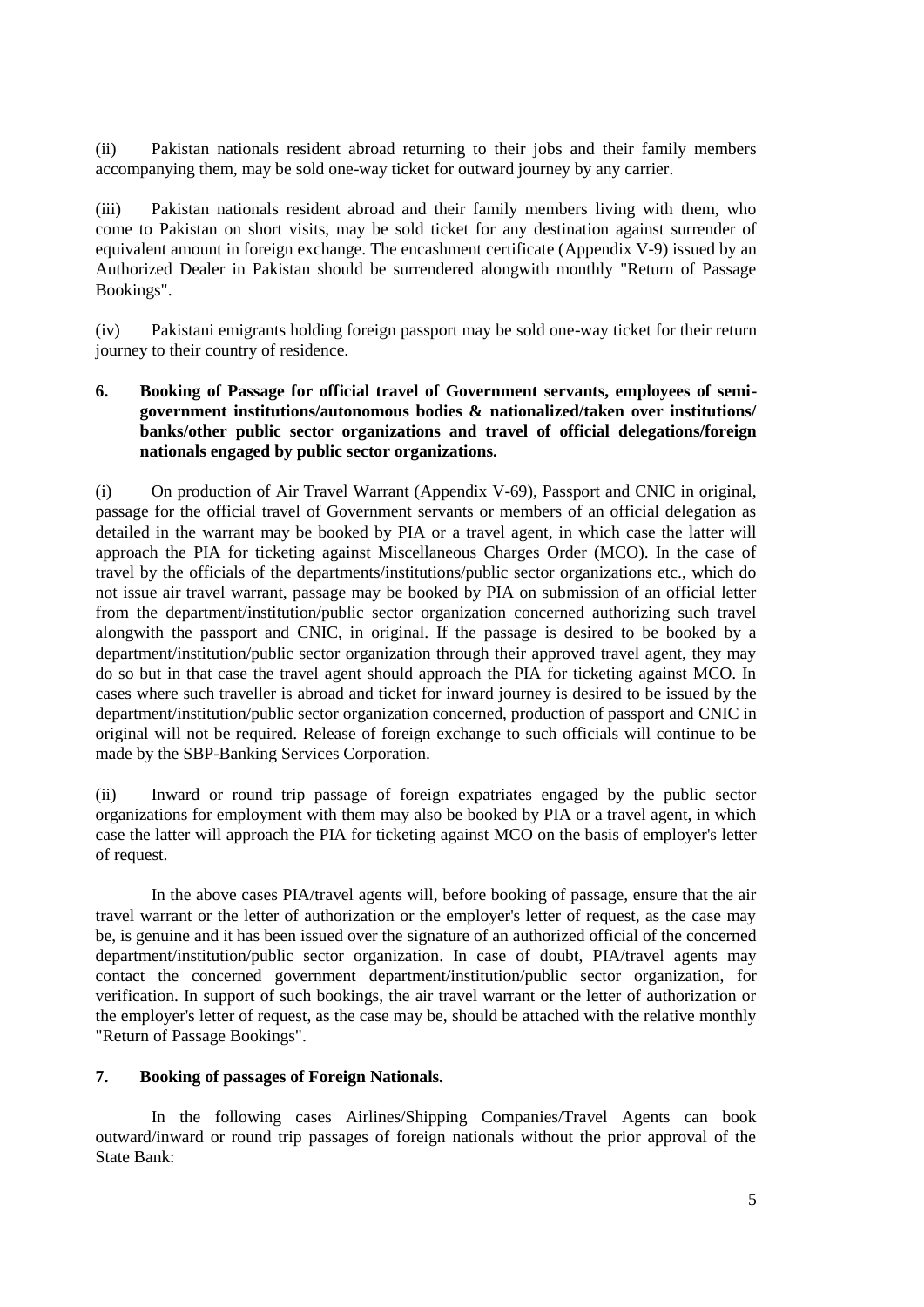(ii) Pakistan nationals resident abroad returning to their jobs and their family members accompanying them, may be sold one-way ticket for outward journey by any carrier.

(iii) Pakistan nationals resident abroad and their family members living with them, who come to Pakistan on short visits, may be sold ticket for any destination against surrender of equivalent amount in foreign exchange. The encashment certificate (Appendix V-9) issued by an Authorized Dealer in Pakistan should be surrendered alongwith monthly "Return of Passage Bookings".

(iv) Pakistani emigrants holding foreign passport may be sold one-way ticket for their return journey to their country of residence.

**6. Booking of Passage for official travel of Government servants, employees of semi-government institutions/autonomous bodies & nationalized/taken over institutions/ banks/other public sector organizations and travel of official delegations/foreign nationals engaged by public sector organizations.**

(i) On production of Air Travel Warrant (Appendix V-69), Passport and CNIC in original, passage for the official travel of Government servants or members of an official delegation as detailed in the warrant may be booked by PIA or a travel agent, in which case the latter will approach the PIA for ticketing against Miscellaneous Charges Order (MCO). In the case of travel by the officials of the departments/institutions/public sector organizations etc., which do not issue air travel warrant, passage may be booked by PIA on submission of an official letter from the department/institution/public sector organization concerned authorizing such travel alongwith the passport and CNIC, in original. If the passage is desired to be booked by a department/institution/public sector organization through their approved travel agent, they may do so but in that case the travel agent should approach the PIA for ticketing against MCO. In cases where such traveller is abroad and ticket for inward journey is desired to be issued by the department/institution/public sector organization concerned, production of passport and CNIC in original will not be required. Release of foreign exchange to such officials will continue to be made by the SBP-Banking Services Corporation.

(ii) Inward or round trip passage of foreign expatriates engaged by the public sector organizations for employment with them may also be booked by PIA or a travel agent, in which case the latter will approach the PIA for ticketing against MCO on the basis of employer's letter of request.

In the above cases PIA/travel agents will, before booking of passage, ensure that the air travel warrant or the letter of authorization or the employer's letter of request, as the case may be, is genuine and it has been issued over the signature of an authorized official of the concerned department/institution/public sector organization. In case of doubt, PIA/travel agents may contact the concerned government department/institution/public sector organization, for verification. In support of such bookings, the air travel warrant or the letter of authorization or the employer's letter of request, as the case may be, should be attached with the relative monthly "Return of Passage Bookings".

**7. Booking of passages of Foreign Nationals.**

In the following cases Airlines/Shipping Companies/Travel Agents can book outward/inward or round trip passages of foreign nationals without the prior approval of the State Bank: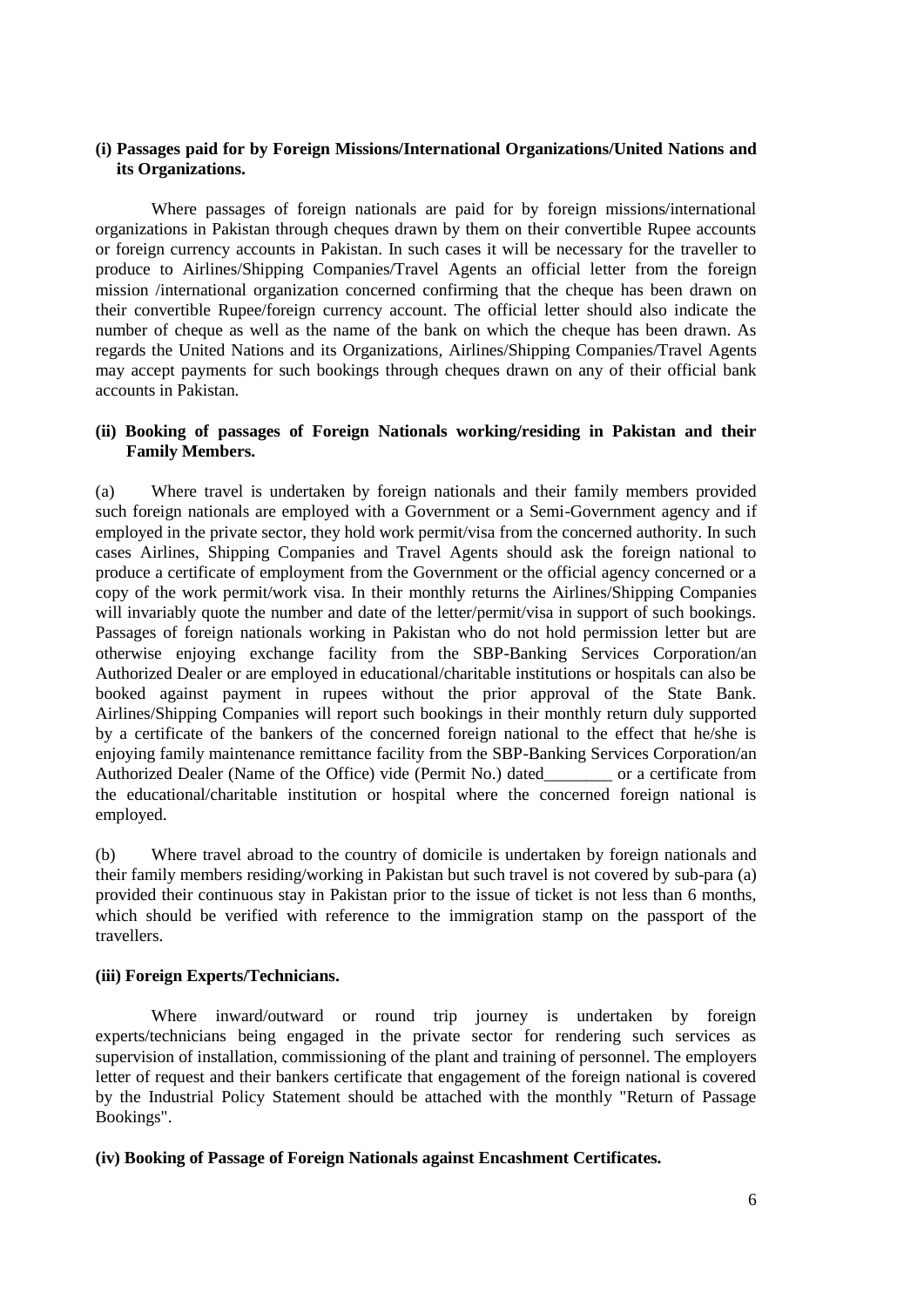**(i) Passages paid for by Foreign Missions/International Organizations/United Nations and its Organizations.**

Where passages of foreign nationals are paid for by foreign missions/international organizations in Pakistan through cheques drawn by them on their convertible Rupee accounts or foreign currency accounts in Pakistan. In such cases it will be necessary for the traveller to produce to Airlines/Shipping Companies/Travel Agents an official letter from the foreign mission /international organization concerned confirming that the cheque has been drawn on their convertible Rupee/foreign currency account. The official letter should also indicate the number of cheque as well as the name of the bank on which the cheque has been drawn. As regards the United Nations and its Organizations, Airlines/Shipping Companies/Travel Agents may accept payments for such bookings through cheques drawn on any of their official bank accounts in Pakistan.

**(ii) Booking of passages of Foreign Nationals working/residing in Pakistan and their Family Members.**

(a) Where travel is undertaken by foreign nationals and their family members provided such foreign nationals are employed with a Government or a Semi-Government agency and if employed in the private sector, they hold work permit/visa from the concerned authority. In such cases Airlines, Shipping Companies and Travel Agents should ask the foreign national to produce a certificate of employment from the Government or the official agency concerned or a copy of the work permit/work visa. In their monthly returns the Airlines/Shipping Companies will invariably quote the number and date of the letter/permit/visa in support of such bookings. Passages of foreign nationals working in Pakistan who do not hold permission letter but are otherwise enjoying exchange facility from the SBP-Banking Services Corporation/an Authorized Dealer or are employed in educational/charitable institutions or hospitals can also be booked against payment in rupees without the prior approval of the State Bank. Airlines/Shipping Companies will report such bookings in their monthly return duly supported by a certificate of the bankers of the concerned foreign national to the effect that he/she is enjoying family maintenance remittance facility from the SBP-Banking Services Corporation/an Authorized Dealer (Name of the Office) vide (Permit No.) dated________ or a certificate from the educational/charitable institution or hospital where the concerned foreign national is employed.

(b) Where travel abroad to the country of domicile is undertaken by foreign nationals and their family members residing/working in Pakistan but such travel is not covered by sub-para (a) provided their continuous stay in Pakistan prior to the issue of ticket is not less than 6 months, which should be verified with reference to the immigration stamp on the passport of the travellers.

**(iii) Foreign Experts/Technicians.**

Where inward/outward or round trip journey is undertaken by foreign experts/technicians being engaged in the private sector for rendering such services as supervision of installation, commissioning of the plant and training of personnel. The employers letter of request and their bankers certificate that engagement of the foreign national is covered by the Industrial Policy Statement should be attached with the monthly "Return of Passage Bookings".

**(iv) Booking of Passage of Foreign Nationals against Encashment Certificates.**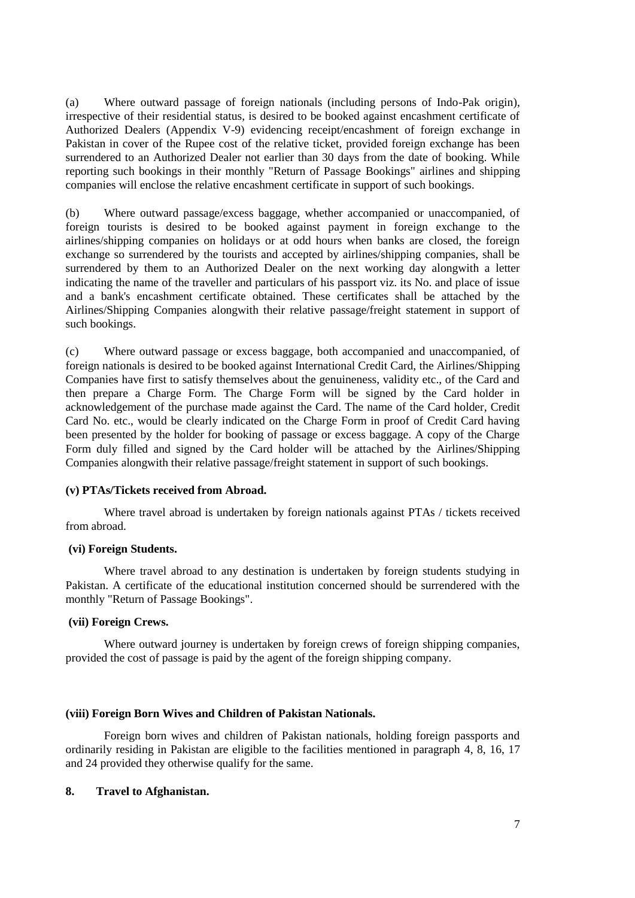(a) Where outward passage of foreign nationals (including persons of Indo-Pak origin), irrespective of their residential status, is desired to be booked against encashment certificate of Authorized Dealers (Appendix V-9) evidencing receipt/encashment of foreign exchange in Pakistan in cover of the Rupee cost of the relative ticket, provided foreign exchange has been surrendered to an Authorized Dealer not earlier than 30 days from the date of booking. While reporting such bookings in their monthly "Return of Passage Bookings" airlines and shipping companies will enclose the relative encashment certificate in support of such bookings.

(b) Where outward passage/excess baggage, whether accompanied or unaccompanied, of foreign tourists is desired to be booked against payment in foreign exchange to the airlines/shipping companies on holidays or at odd hours when banks are closed, the foreign exchange so surrendered by the tourists and accepted by airlines/shipping companies, shall be surrendered by them to an Authorized Dealer on the next working day alongwith a letter indicating the name of the traveller and particulars of his passport viz. its No. and place of issue and a bank's encashment certificate obtained. These certificates shall be attached by the Airlines/Shipping Companies alongwith their relative passage/freight statement in support of such bookings.

(c) Where outward passage or excess baggage, both accompanied and unaccompanied, of foreign nationals is desired to be booked against International Credit Card, the Airlines/Shipping Companies have first to satisfy themselves about the genuineness, validity etc., of the Card and then prepare a Charge Form. The Charge Form will be signed by the Card holder in acknowledgement of the purchase made against the Card. The name of the Card holder, Credit Card No. etc., would be clearly indicated on the Charge Form in proof of Credit Card having been presented by the holder for booking of passage or excess baggage. A copy of the Charge Form duly filled and signed by the Card holder will be attached by the Airlines/Shipping Companies alongwith their relative passage/freight statement in support of such bookings.

**(v) PTAs/Tickets received from Abroad.**

Where travel abroad is undertaken by foreign nationals against PTAs / tickets received from abroad.

**(vi) Foreign Students.**

Where travel abroad to any destination is undertaken by foreign students studying in Pakistan. A certificate of the educational institution concerned should be surrendered with the monthly "Return of Passage Bookings".

**(vii) Foreign Crews.**

Where outward journey is undertaken by foreign crews of foreign shipping companies, provided the cost of passage is paid by the agent of the foreign shipping company.

**(viii) Foreign Born Wives and Children of Pakistan Nationals.**

Foreign born wives and children of Pakistan nationals, holding foreign passports and ordinarily residing in Pakistan are eligible to the facilities mentioned in paragraph 4, 8, 16, 17 and 24 provided they otherwise qualify for the same.

**8. Travel to Afghanistan.**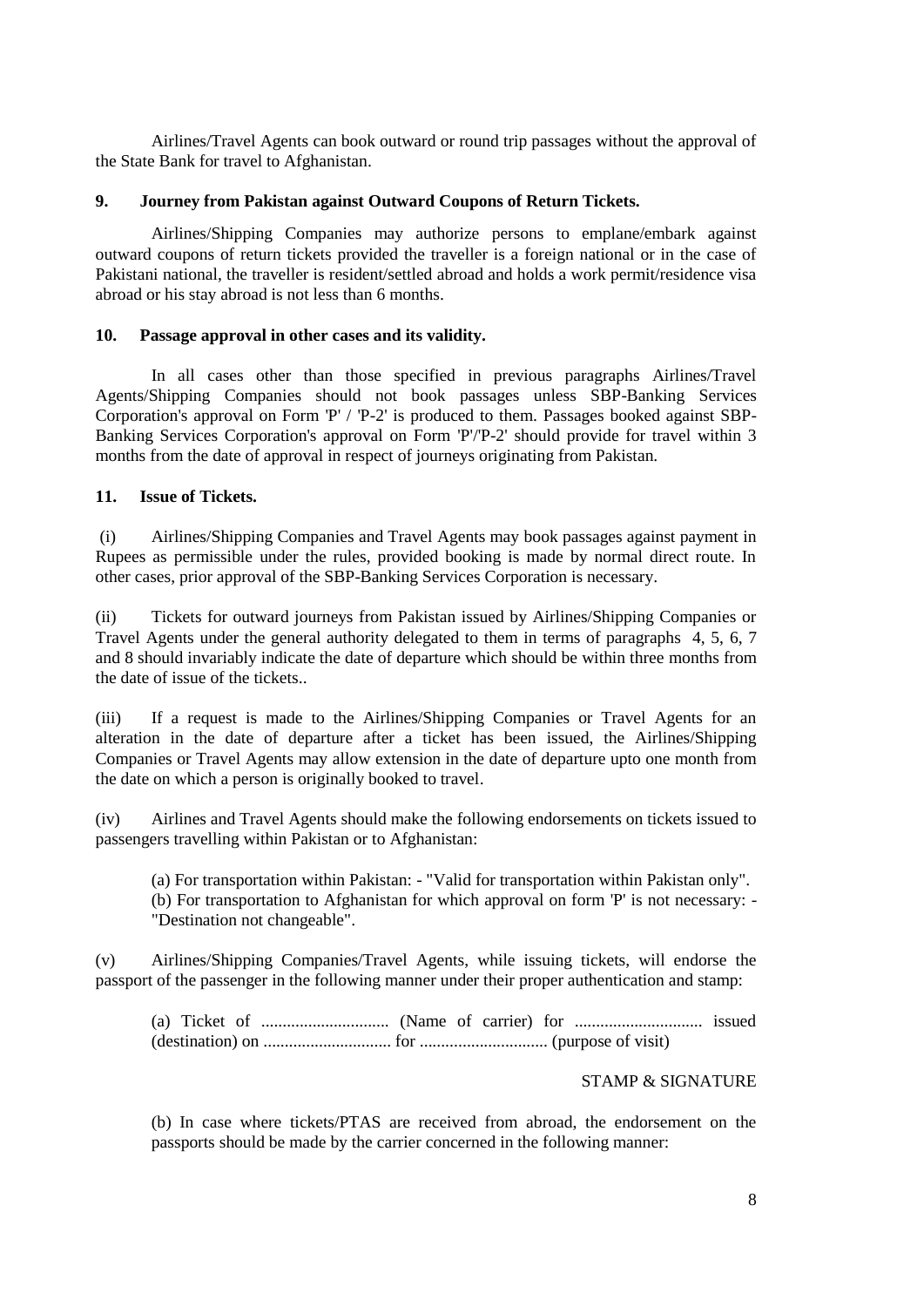Airlines/Travel Agents can book outward or round trip passages without the approval of the State Bank for travel to Afghanistan.

**9. Journey from Pakistan against Outward Coupons of Return Tickets.**

Airlines/Shipping Companies may authorize persons to emplane/embark against outward coupons of return tickets provided the traveller is a foreign national or in the case of Pakistani national, the traveller is resident/settled abroad and holds a work permit/residence visa abroad or his stay abroad is not less than 6 months.

**10. Passage approval in other cases and its validity.**

In all cases other than those specified in previous paragraphs Airlines/Travel Agents/Shipping Companies should not book passages unless SBP-Banking Services Corporation's approval on Form 'P' / 'P-2' is produced to them. Passages booked against SBP-Banking Services Corporation's approval on Form 'P'/'P-2' should provide for travel within 3 months from the date of approval in respect of journeys originating from Pakistan.

**11. Issue of Tickets.**

(i) Airlines/Shipping Companies and Travel Agents may book passages against payment in Rupees as permissible under the rules, provided booking is made by normal direct route. In other cases, prior approval of the SBP-Banking Services Corporation is necessary.

(ii) Tickets for outward journeys from Pakistan issued by Airlines/Shipping Companies or Travel Agents under the general authority delegated to them in terms of paragraphs 4, 5, 6, 7 and 8 should invariably indicate the date of departure which should be within three months from the date of issue of the tickets..

(iii) If a request is made to the Airlines/Shipping Companies or Travel Agents for an alteration in the date of departure after a ticket has been issued, the Airlines/Shipping Companies or Travel Agents may allow extension in the date of departure upto one month from the date on which a person is originally booked to travel.

(iv) Airlines and Travel Agents should make the following endorsements on tickets issued to passengers travelling within Pakistan or to Afghanistan:

(a) For transportation within Pakistan: - "Valid for transportation within Pakistan only".
(b) For transportation to Afghanistan for which approval on form 'P' is not necessary: - "Destination not changeable".

(v) Airlines/Shipping Companies/Travel Agents, while issuing tickets, will endorse the passport of the passenger in the following manner under their proper authentication and stamp:

(a) Ticket of .............................. (Name of carrier) for .............................. issued (destination) on .............................. for .............................. (purpose of visit)

STAMP & SIGNATURE

(b) In case where tickets/PTAS are received from abroad, the endorsement on the passports should be made by the carrier concerned in the following manner: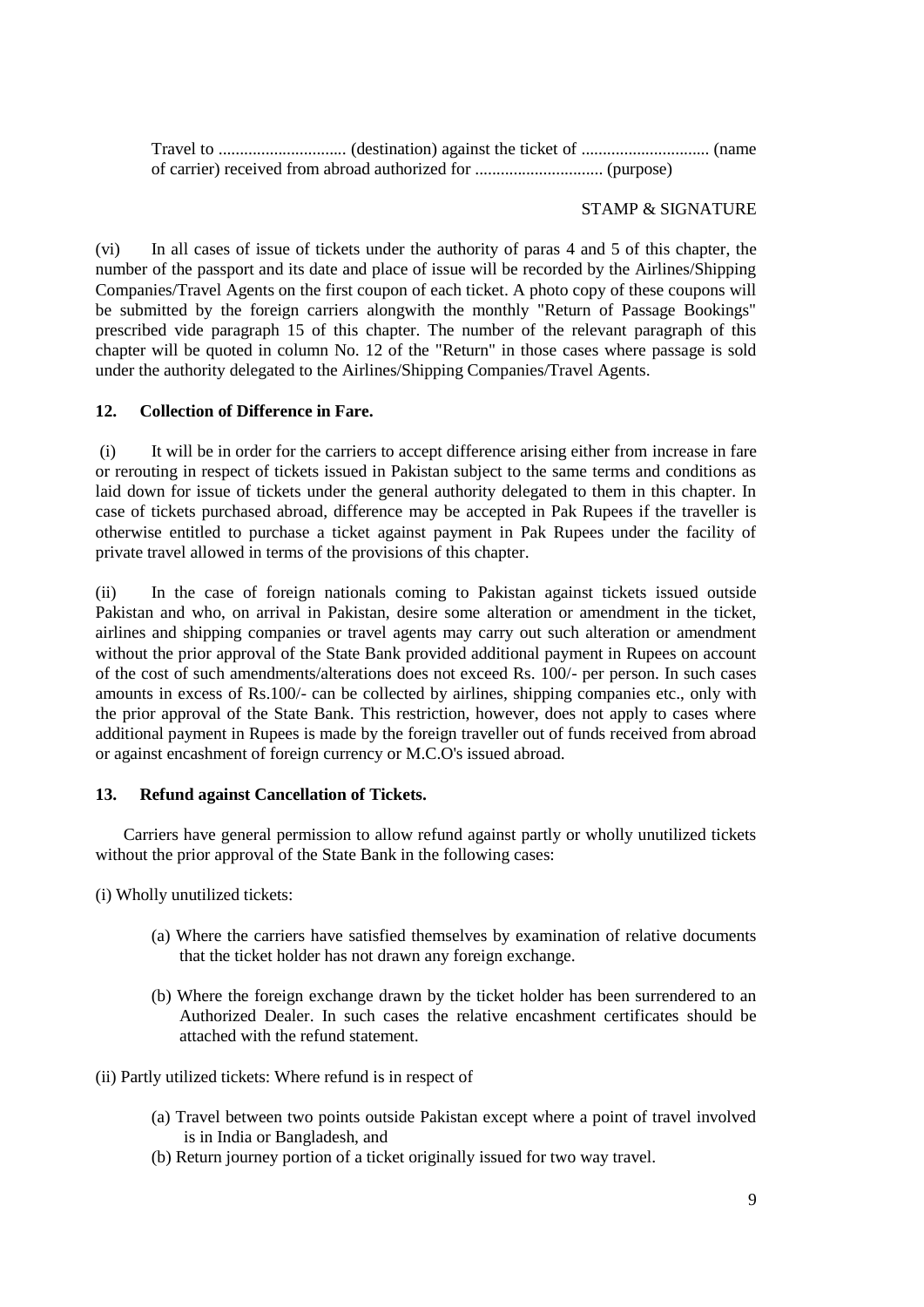Travel to .............................. (destination) against the ticket of .............................. (name of carrier) received from abroad authorized for .............................. (purpose)

STAMP & SIGNATURE

(vi) In all cases of issue of tickets under the authority of paras 4 and 5 of this chapter, the number of the passport and its date and place of issue will be recorded by the Airlines/Shipping Companies/Travel Agents on the first coupon of each ticket. A photo copy of these coupons will be submitted by the foreign carriers alongwith the monthly "Return of Passage Bookings" prescribed vide paragraph 15 of this chapter. The number of the relevant paragraph of this chapter will be quoted in column No. 12 of the "Return" in those cases where passage is sold under the authority delegated to the Airlines/Shipping Companies/Travel Agents.

**12. Collection of Difference in Fare.**

(i) It will be in order for the carriers to accept difference arising either from increase in fare or rerouting in respect of tickets issued in Pakistan subject to the same terms and conditions as laid down for issue of tickets under the general authority delegated to them in this chapter. In case of tickets purchased abroad, difference may be accepted in Pak Rupees if the traveller is otherwise entitled to purchase a ticket against payment in Pak Rupees under the facility of private travel allowed in terms of the provisions of this chapter.

(ii) In the case of foreign nationals coming to Pakistan against tickets issued outside Pakistan and who, on arrival in Pakistan, desire some alteration or amendment in the ticket, airlines and shipping companies or travel agents may carry out such alteration or amendment without the prior approval of the State Bank provided additional payment in Rupees on account of the cost of such amendments/alterations does not exceed Rs. 100/- per person. In such cases amounts in excess of Rs.100/- can be collected by airlines, shipping companies etc., only with the prior approval of the State Bank. This restriction, however, does not apply to cases where additional payment in Rupees is made by the foreign traveller out of funds received from abroad or against encashment of foreign currency or M.C.O's issued abroad.

**13. Refund against Cancellation of Tickets.**

Carriers have general permission to allow refund against partly or wholly unutilized tickets without the prior approval of the State Bank in the following cases:

(i) Wholly unutilized tickets:

(a) Where the carriers have satisfied themselves by examination of relative documents that the ticket holder has not drawn any foreign exchange.

(b) Where the foreign exchange drawn by the ticket holder has been surrendered to an Authorized Dealer. In such cases the relative encashment certificates should be attached with the refund statement.

(ii) Partly utilized tickets: Where refund is in respect of

(a) Travel between two points outside Pakistan except where a point of travel involved is in India or Bangladesh, and

(b) Return journey portion of a ticket originally issued for two way travel.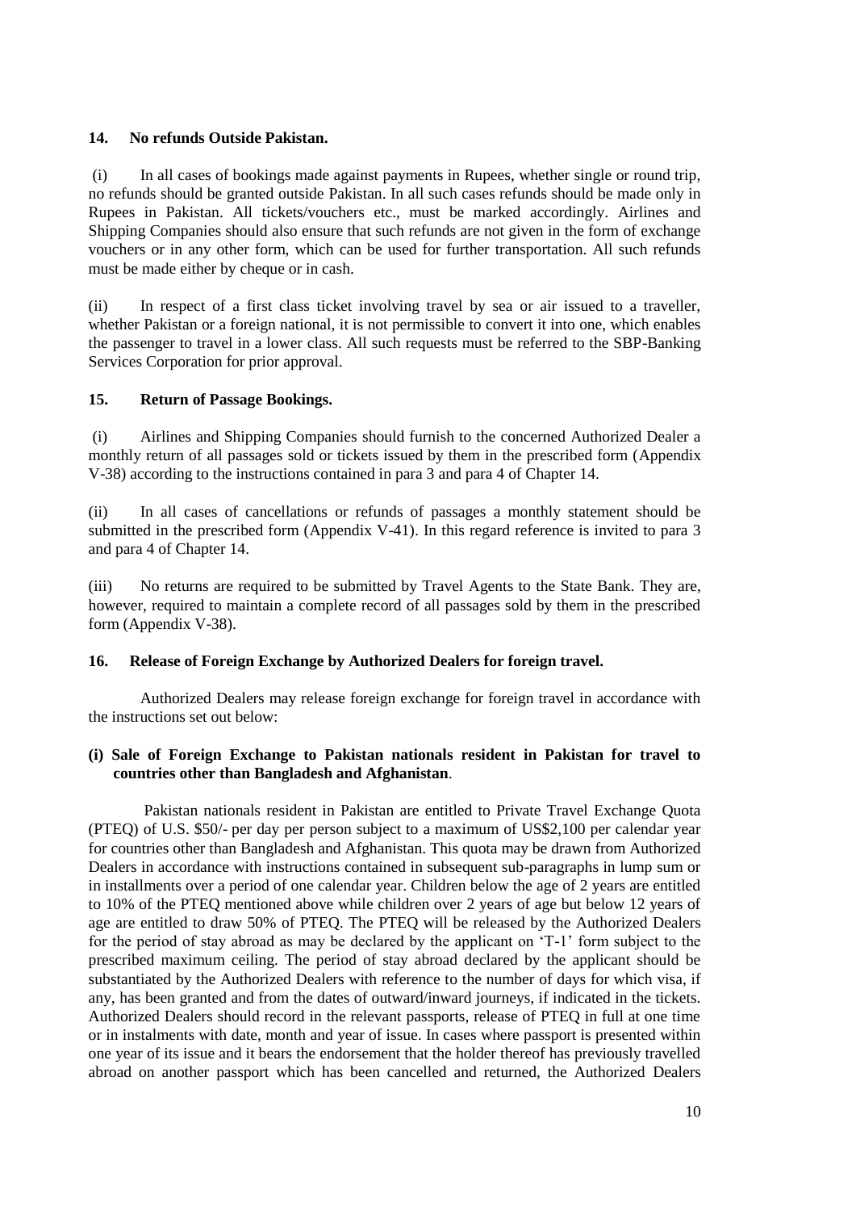**14. No refunds Outside Pakistan.**

(i) In all cases of bookings made against payments in Rupees, whether single or round trip, no refunds should be granted outside Pakistan. In all such cases refunds should be made only in Rupees in Pakistan. All tickets/vouchers etc., must be marked accordingly. Airlines and Shipping Companies should also ensure that such refunds are not given in the form of exchange vouchers or in any other form, which can be used for further transportation. All such refunds must be made either by cheque or in cash.

(ii) In respect of a first class ticket involving travel by sea or air issued to a traveller, whether Pakistan or a foreign national, it is not permissible to convert it into one, which enables the passenger to travel in a lower class. All such requests must be referred to the SBP-Banking Services Corporation for prior approval.

**15. Return of Passage Bookings.**

(i) Airlines and Shipping Companies should furnish to the concerned Authorized Dealer a monthly return of all passages sold or tickets issued by them in the prescribed form (Appendix V-38) according to the instructions contained in para 3 and para 4 of Chapter 14.

(ii) In all cases of cancellations or refunds of passages a monthly statement should be submitted in the prescribed form (Appendix V-41). In this regard reference is invited to para 3 and para 4 of Chapter 14.

(iii) No returns are required to be submitted by Travel Agents to the State Bank. They are, however, required to maintain a complete record of all passages sold by them in the prescribed form (Appendix V-38).

**16. Release of Foreign Exchange by Authorized Dealers for foreign travel.**

Authorized Dealers may release foreign exchange for foreign travel in accordance with the instructions set out below:

**(i) Sale of Foreign Exchange to Pakistan nationals resident in Pakistan for travel to countries other than Bangladesh and Afghanistan.**

Pakistan nationals resident in Pakistan are entitled to Private Travel Exchange Quota (PTEQ) of U.S. $50/- per day per person subject to a maximum of US$2,100 per calendar year for countries other than Bangladesh and Afghanistan. This quota may be drawn from Authorized Dealers in accordance with instructions contained in subsequent sub-paragraphs in lump sum or in installments over a period of one calendar year. Children below the age of 2 years are entitled to 10% of the PTEQ mentioned above while children over 2 years of age but below 12 years of age are entitled to draw 50% of PTEQ. The PTEQ will be released by the Authorized Dealers for the period of stay abroad as may be declared by the applicant on 'T-1' form subject to the prescribed maximum ceiling. The period of stay abroad declared by the applicant should be substantiated by the Authorized Dealers with reference to the number of days for which visa, if any, has been granted and from the dates of outward/inward journeys, if indicated in the tickets. Authorized Dealers should record in the relevant passports, release of PTEQ in full at one time or in instalments with date, month and year of issue. In cases where passport is presented within one year of its issue and it bears the endorsement that the holder thereof has previously travelled abroad on another passport which has been cancelled and returned, the Authorized Dealers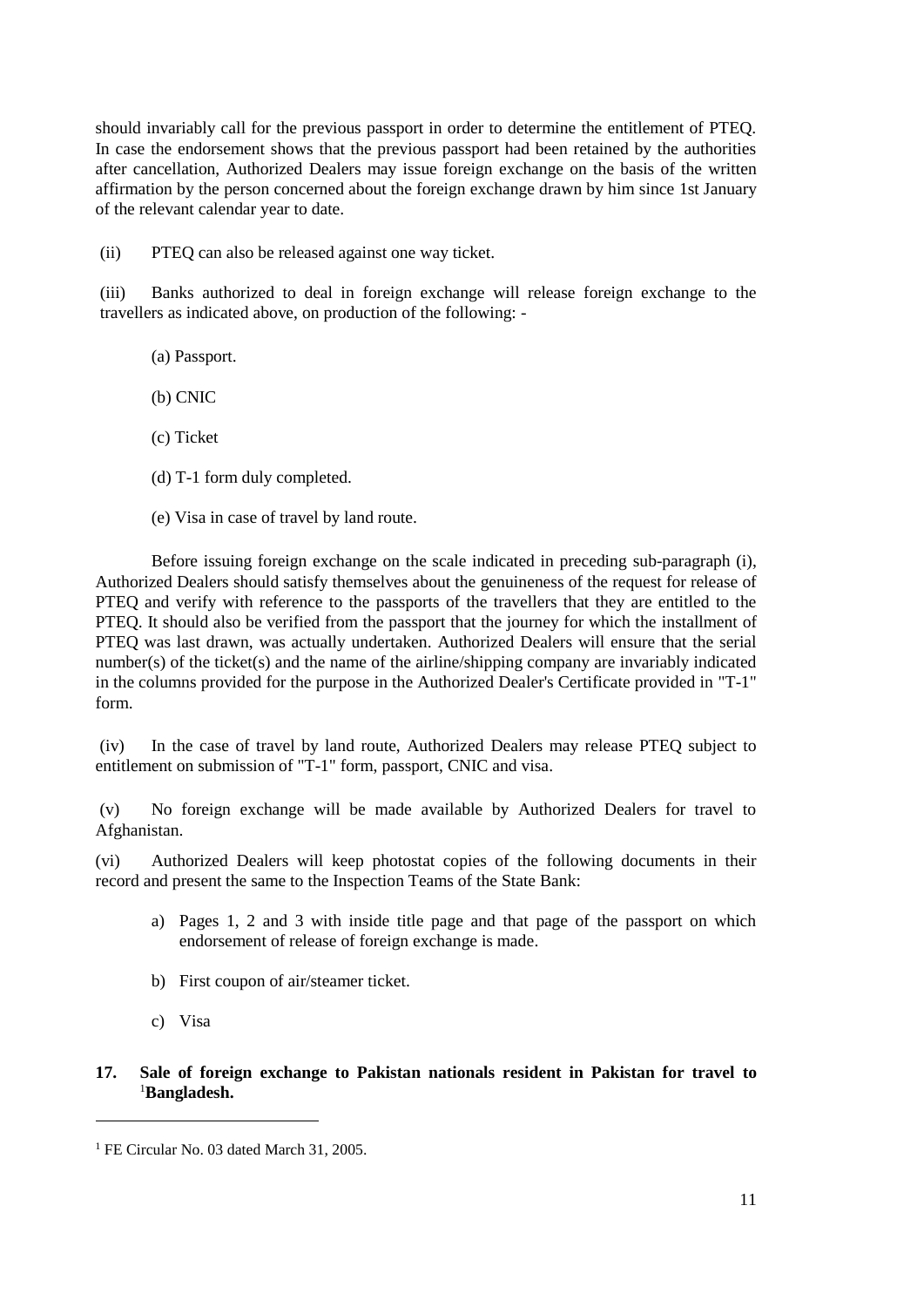should invariably call for the previous passport in order to determine the entitlement of PTEQ. In case the endorsement shows that the previous passport had been retained by the authorities after cancellation, Authorized Dealers may issue foreign exchange on the basis of the written affirmation by the person concerned about the foreign exchange drawn by him since 1st January of the relevant calendar year to date.

(ii) PTEQ can also be released against one way ticket.

(iii) Banks authorized to deal in foreign exchange will release foreign exchange to the travellers as indicated above, on production of the following: -

(a) Passport.

(b) CNIC

(c) Ticket

(d) T-1 form duly completed.

(e) Visa in case of travel by land route.

Before issuing foreign exchange on the scale indicated in preceding sub-paragraph (i), Authorized Dealers should satisfy themselves about the genuineness of the request for release of PTEQ and verify with reference to the passports of the travellers that they are entitled to the PTEQ. It should also be verified from the passport that the journey for which the installment of PTEQ was last drawn, was actually undertaken. Authorized Dealers will ensure that the serial number(s) of the ticket(s) and the name of the airline/shipping company are invariably indicated in the columns provided for the purpose in the Authorized Dealer's Certificate provided in "T-1" form.

(iv) In the case of travel by land route, Authorized Dealers may release PTEQ subject to entitlement on submission of "T-1" form, passport, CNIC and visa.

(v) No foreign exchange will be made available by Authorized Dealers for travel to Afghanistan.

(vi) Authorized Dealers will keep photostat copies of the following documents in their record and present the same to the Inspection Teams of the State Bank:

a) Pages 1, 2 and 3 with inside title page and that page of the passport on which endorsement of release of foreign exchange is made.

b) First coupon of air/steamer ticket.

c) Visa

**17. Sale of foreign exchange to Pakistan nationals resident in Pakistan for travel to [1]Bangladesh.**

---

[1] FE Circular No. 03 dated March 31, 2005.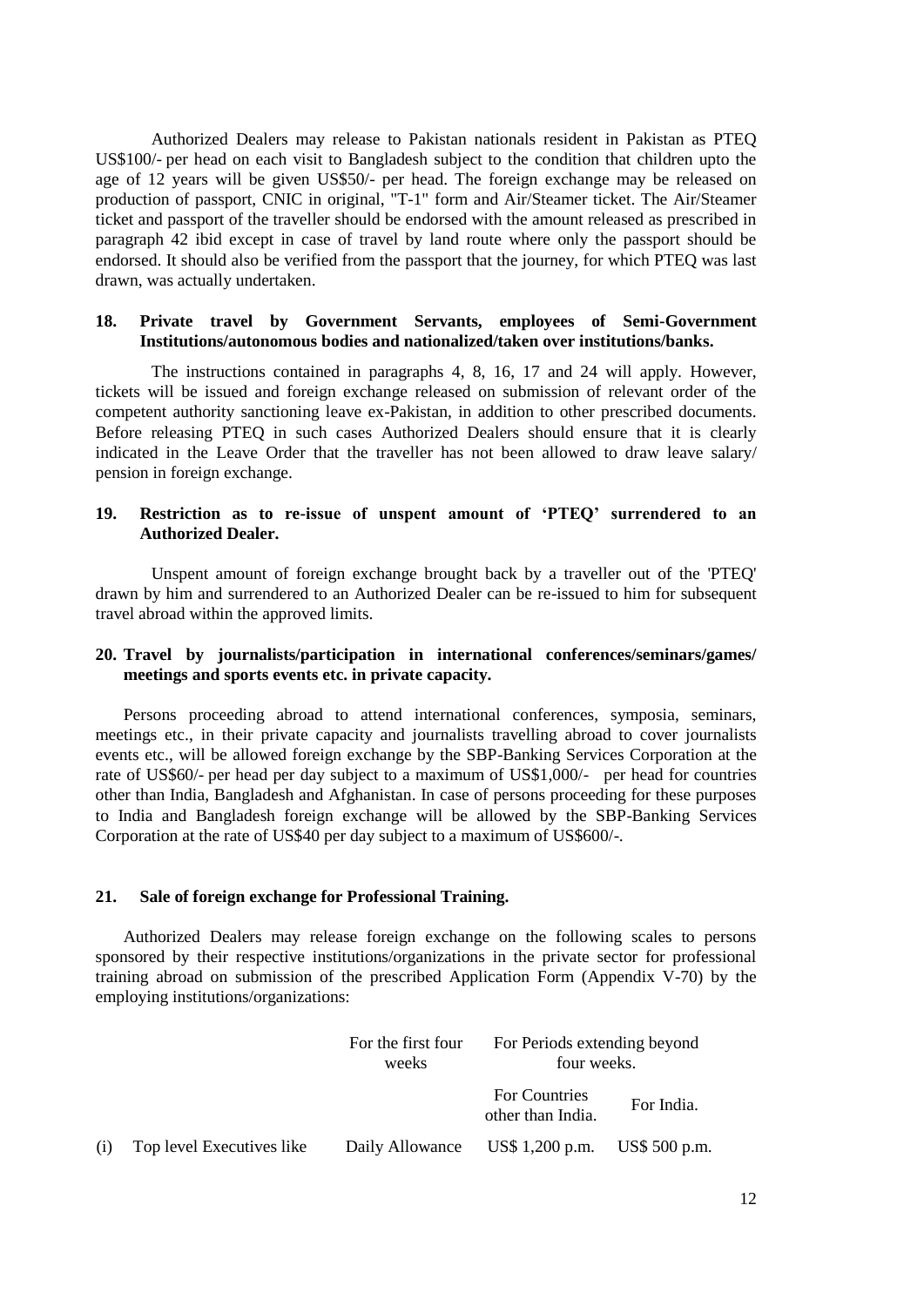Authorized Dealers may release to Pakistan nationals resident in Pakistan as PTEQ US$100/- per head on each visit to Bangladesh subject to the condition that children upto the age of 12 years will be given US$50/- per head. The foreign exchange may be released on production of passport, CNIC in original, "T-1" form and Air/Steamer ticket. The Air/Steamer ticket and passport of the traveller should be endorsed with the amount released as prescribed in paragraph 42 ibid except in case of travel by land route where only the passport should be endorsed. It should also be verified from the passport that the journey, for which PTEQ was last drawn, was actually undertaken.

### 18. Private travel by Government Servants, employees of Semi-Government Institutions/autonomous bodies and nationalized/taken over institutions/banks.

The instructions contained in paragraphs 4, 8, 16, 17 and 24 will apply. However, tickets will be issued and foreign exchange released on submission of relevant order of the competent authority sanctioning leave ex-Pakistan, in addition to other prescribed documents. Before releasing PTEQ in such cases Authorized Dealers should ensure that it is clearly indicated in the Leave Order that the traveller has not been allowed to draw leave salary/ pension in foreign exchange.

### 19. Restriction as to re-issue of unspent amount of 'PTEQ' surrendered to an Authorized Dealer.

Unspent amount of foreign exchange brought back by a traveller out of the 'PTEQ' drawn by him and surrendered to an Authorized Dealer can be re-issued to him for subsequent travel abroad within the approved limits.

### 20. Travel by journalists/participation in international conferences/seminars/games/ meetings and sports events etc. in private capacity.

Persons proceeding abroad to attend international conferences, symposia, seminars, meetings etc., in their private capacity and journalists travelling abroad to cover journalists events etc., will be allowed foreign exchange by the SBP-Banking Services Corporation at the rate of US$60/- per head per day subject to a maximum of US$1,000/- per head for countries other than India, Bangladesh and Afghanistan. In case of persons proceeding for these purposes to India and Bangladesh foreign exchange will be allowed by the SBP-Banking Services Corporation at the rate of US$40 per day subject to a maximum of US$600/-.

### 21. Sale of foreign exchange for Professional Training.

Authorized Dealers may release foreign exchange on the following scales to persons sponsored by their respective institutions/organizations in the private sector for professional training abroad on submission of the prescribed Application Form (Appendix V-70) by the employing institutions/organizations:

| | | For the first four weeks | For Periods extending beyond four weeks. | |
|---|---|---|---|---|
| | | | For Countries other than India. | For India. |
| (i) | Top level Executives like | Daily Allowance | US$ 1,200 p.m. | US$ 500 p.m. |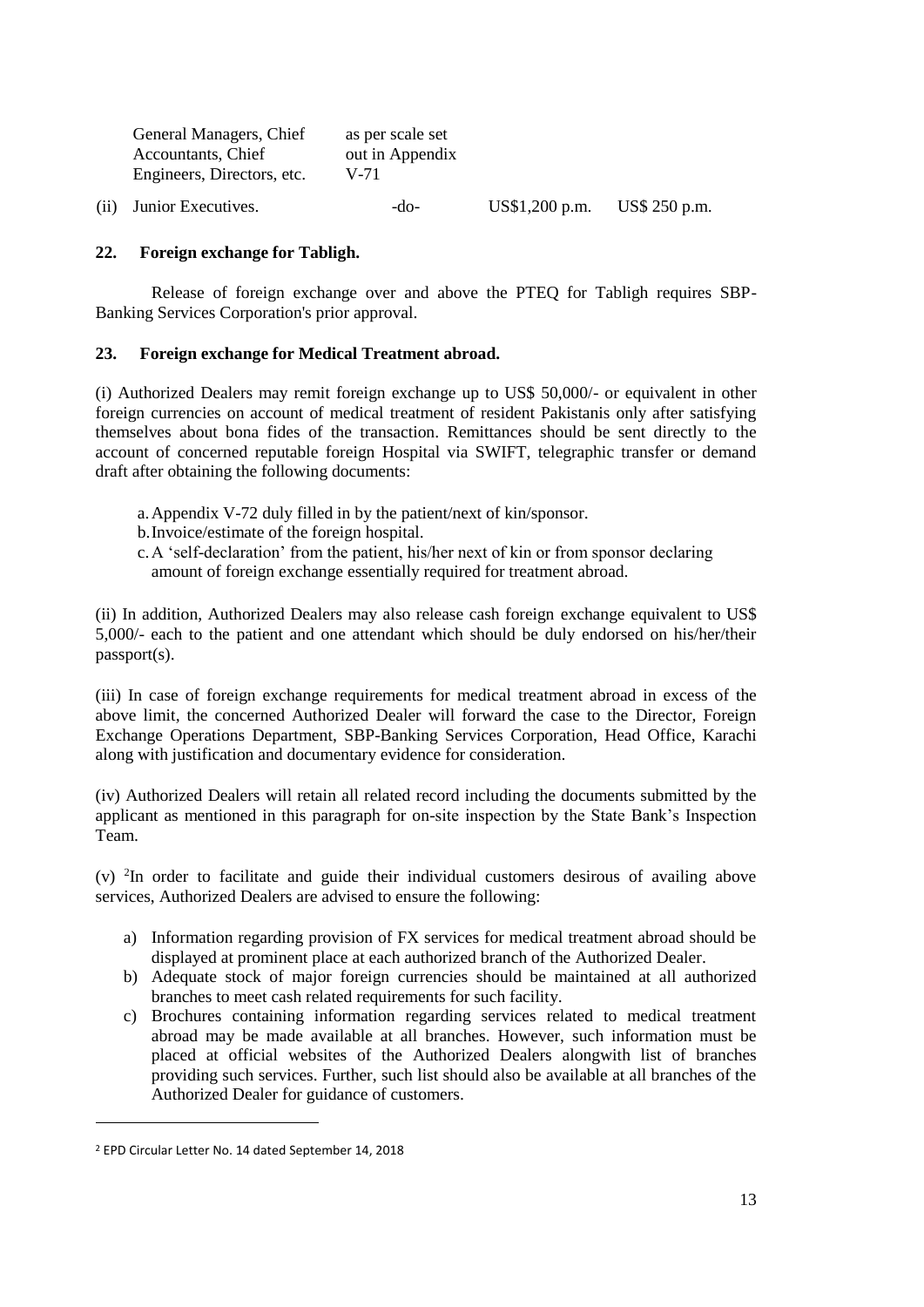| | | | | |
|---|---|---|---|---|
| | General Managers, Chief Accountants, Chief Engineers, Directors, etc. | as per scale set out in Appendix V-71 | | |
| (ii) | Junior Executives. | -do- | US$1,200 p.m. | US$ 250 p.m. |

**22. Foreign exchange for Tabligh.**

Release of foreign exchange over and above the PTEQ for Tabligh requires SBP-Banking Services Corporation's prior approval.

**23. Foreign exchange for Medical Treatment abroad.**

(i) Authorized Dealers may remit foreign exchange up to US$ 50,000/- or equivalent in other foreign currencies on account of medical treatment of resident Pakistanis only after satisfying themselves about bona fides of the transaction. Remittances should be sent directly to the account of concerned reputable foreign Hospital via SWIFT, telegraphic transfer or demand draft after obtaining the following documents:

a. Appendix V-72 duly filled in by the patient/next of kin/sponsor.
b. Invoice/estimate of the foreign hospital.
c. A 'self-declaration' from the patient, his/her next of kin or from sponsor declaring amount of foreign exchange essentially required for treatment abroad.

(ii) In addition, Authorized Dealers may also release cash foreign exchange equivalent to US$ 5,000/- each to the patient and one attendant which should be duly endorsed on his/her/their passport(s).

(iii) In case of foreign exchange requirements for medical treatment abroad in excess of the above limit, the concerned Authorized Dealer will forward the case to the Director, Foreign Exchange Operations Department, SBP-Banking Services Corporation, Head Office, Karachi along with justification and documentary evidence for consideration.

(iv) Authorized Dealers will retain all related record including the documents submitted by the applicant as mentioned in this paragraph for on-site inspection by the State Bank's Inspection Team.

(v) [2]In order to facilitate and guide their individual customers desirous of availing above services, Authorized Dealers are advised to ensure the following:

a) Information regarding provision of FX services for medical treatment abroad should be displayed at prominent place at each authorized branch of the Authorized Dealer.
b) Adequate stock of major foreign currencies should be maintained at all authorized branches to meet cash related requirements for such facility.
c) Brochures containing information regarding services related to medical treatment abroad may be made available at all branches. However, such information must be placed at official websites of the Authorized Dealers alongwith list of branches providing such services. Further, such list should also be available at all branches of the Authorized Dealer for guidance of customers.

---

[2] EPD Circular Letter No. 14 dated September 14, 2018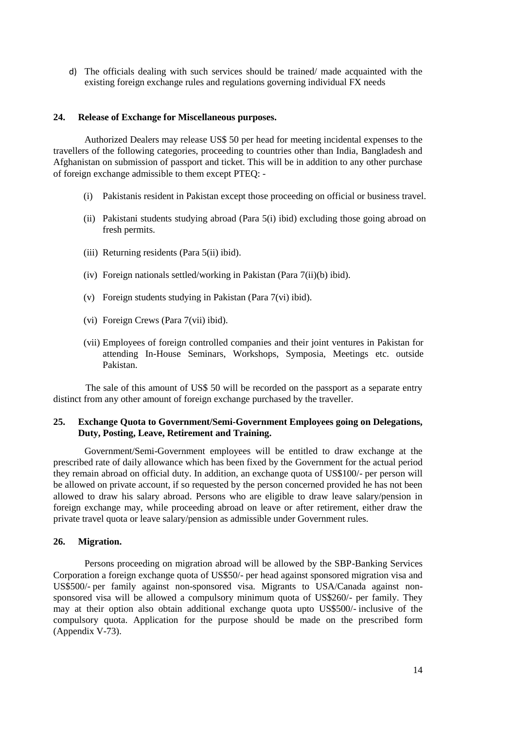d) The officials dealing with such services should be trained/ made acquainted with the existing foreign exchange rules and regulations governing individual FX needs

### 24. Release of Exchange for Miscellaneous purposes.

Authorized Dealers may release US$ 50 per head for meeting incidental expenses to the travellers of the following categories, proceeding to countries other than India, Bangladesh and Afghanistan on submission of passport and ticket. This will be in addition to any other purchase of foreign exchange admissible to them except PTEQ: -

(i) Pakistanis resident in Pakistan except those proceeding on official or business travel.

(ii) Pakistani students studying abroad (Para 5(i) ibid) excluding those going abroad on fresh permits.

(iii) Returning residents (Para 5(ii) ibid).

(iv) Foreign nationals settled/working in Pakistan (Para 7(ii)(b) ibid).

(v) Foreign students studying in Pakistan (Para 7(vi) ibid).

(vi) Foreign Crews (Para 7(vii) ibid).

(vii) Employees of foreign controlled companies and their joint ventures in Pakistan for attending In-House Seminars, Workshops, Symposia, Meetings etc. outside Pakistan.

The sale of this amount of US$ 50 will be recorded on the passport as a separate entry distinct from any other amount of foreign exchange purchased by the traveller.

### 25. Exchange Quota to Government/Semi-Government Employees going on Delegations, Duty, Posting, Leave, Retirement and Training.

Government/Semi-Government employees will be entitled to draw exchange at the prescribed rate of daily allowance which has been fixed by the Government for the actual period they remain abroad on official duty. In addition, an exchange quota of US$100/- per person will be allowed on private account, if so requested by the person concerned provided he has not been allowed to draw his salary abroad. Persons who are eligible to draw leave salary/pension in foreign exchange may, while proceeding abroad on leave or after retirement, either draw the private travel quota or leave salary/pension as admissible under Government rules.

### 26. Migration.

Persons proceeding on migration abroad will be allowed by the SBP-Banking Services Corporation a foreign exchange quota of US$50/- per head against sponsored migration visa and US$500/- per family against non-sponsored visa. Migrants to USA/Canada against non-sponsored visa will be allowed a compulsory minimum quota of US$260/- per family. They may at their option also obtain additional exchange quota upto US$500/- inclusive of the compulsory quota. Application for the purpose should be made on the prescribed form (Appendix V-73).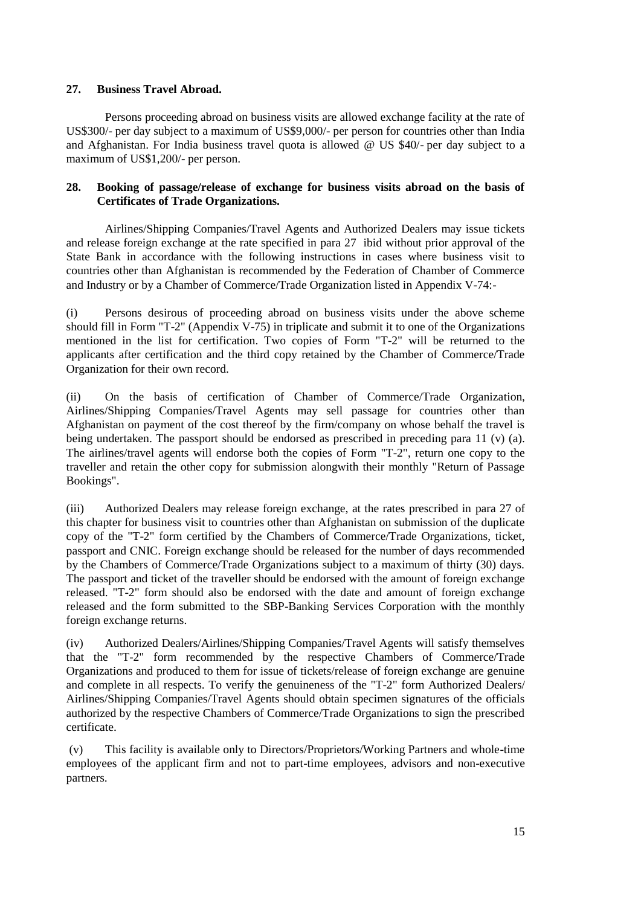## 27. Business Travel Abroad.

Persons proceeding abroad on business visits are allowed exchange facility at the rate of US$300/- per day subject to a maximum of US$9,000/- per person for countries other than India and Afghanistan. For India business travel quota is allowed @ US $40/- per day subject to a maximum of US$1,200/- per person.

## 28. Booking of passage/release of exchange for business visits abroad on the basis of Certificates of Trade Organizations.

Airlines/Shipping Companies/Travel Agents and Authorized Dealers may issue tickets and release foreign exchange at the rate specified in para 27 ibid without prior approval of the State Bank in accordance with the following instructions in cases where business visit to countries other than Afghanistan is recommended by the Federation of Chamber of Commerce and Industry or by a Chamber of Commerce/Trade Organization listed in Appendix V-74:-

(i) Persons desirous of proceeding abroad on business visits under the above scheme should fill in Form "T-2" (Appendix V-75) in triplicate and submit it to one of the Organizations mentioned in the list for certification. Two copies of Form "T-2" will be returned to the applicants after certification and the third copy retained by the Chamber of Commerce/Trade Organization for their own record.

(ii) On the basis of certification of Chamber of Commerce/Trade Organization, Airlines/Shipping Companies/Travel Agents may sell passage for countries other than Afghanistan on payment of the cost thereof by the firm/company on whose behalf the travel is being undertaken. The passport should be endorsed as prescribed in preceding para 11 (v) (a). The airlines/travel agents will endorse both the copies of Form "T-2", return one copy to the traveller and retain the other copy for submission alongwith their monthly "Return of Passage Bookings".

(iii) Authorized Dealers may release foreign exchange, at the rates prescribed in para 27 of this chapter for business visit to countries other than Afghanistan on submission of the duplicate copy of the "T-2" form certified by the Chambers of Commerce/Trade Organizations, ticket, passport and CNIC. Foreign exchange should be released for the number of days recommended by the Chambers of Commerce/Trade Organizations subject to a maximum of thirty (30) days. The passport and ticket of the traveller should be endorsed with the amount of foreign exchange released. "T-2" form should also be endorsed with the date and amount of foreign exchange released and the form submitted to the SBP-Banking Services Corporation with the monthly foreign exchange returns.

(iv) Authorized Dealers/Airlines/Shipping Companies/Travel Agents will satisfy themselves that the "T-2" form recommended by the respective Chambers of Commerce/Trade Organizations and produced to them for issue of tickets/release of foreign exchange are genuine and complete in all respects. To verify the genuineness of the "T-2" form Authorized Dealers/ Airlines/Shipping Companies/Travel Agents should obtain specimen signatures of the officials authorized by the respective Chambers of Commerce/Trade Organizations to sign the prescribed certificate.

(v) This facility is available only to Directors/Proprietors/Working Partners and whole-time employees of the applicant firm and not to part-time employees, advisors and non-executive partners.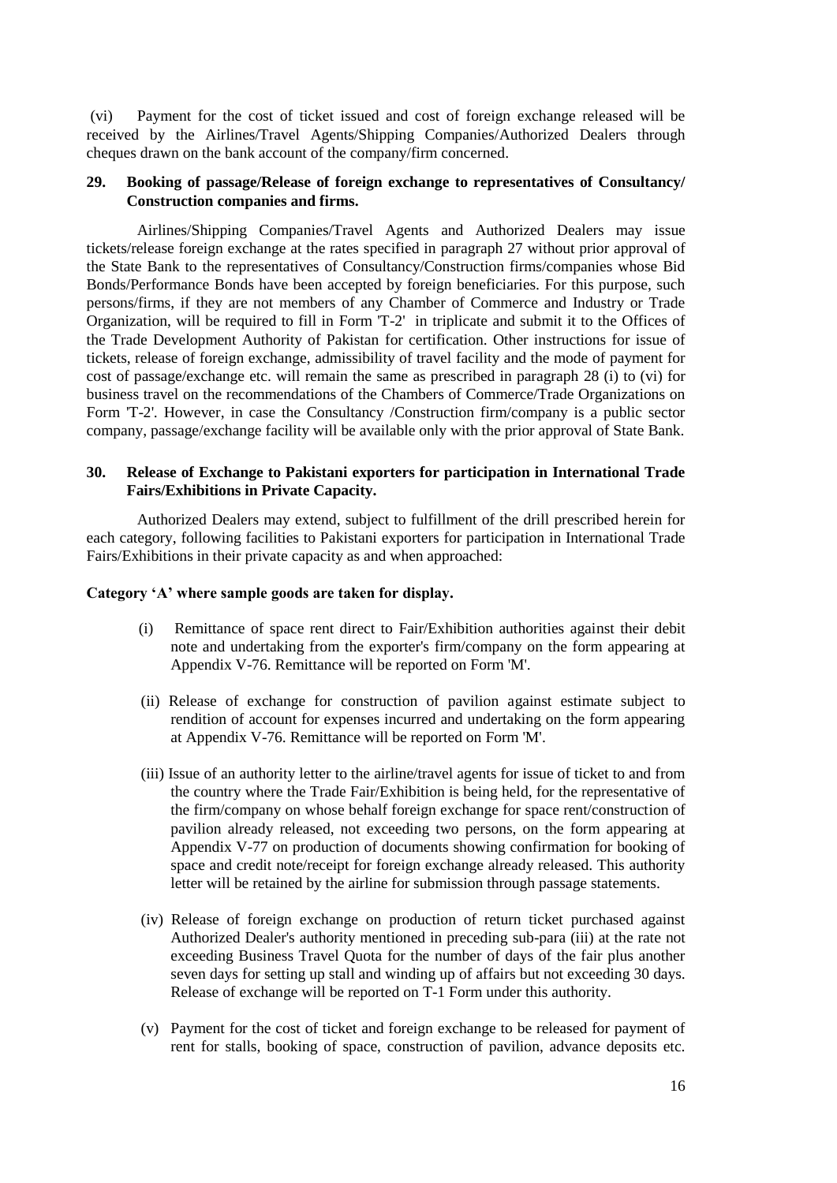(vi) Payment for the cost of ticket issued and cost of foreign exchange released will be received by the Airlines/Travel Agents/Shipping Companies/Authorized Dealers through cheques drawn on the bank account of the company/firm concerned.

**29. Booking of passage/Release of foreign exchange to representatives of Consultancy/ Construction companies and firms.**

Airlines/Shipping Companies/Travel Agents and Authorized Dealers may issue tickets/release foreign exchange at the rates specified in paragraph 27 without prior approval of the State Bank to the representatives of Consultancy/Construction firms/companies whose Bid Bonds/Performance Bonds have been accepted by foreign beneficiaries. For this purpose, such persons/firms, if they are not members of any Chamber of Commerce and Industry or Trade Organization, will be required to fill in Form 'T-2' in triplicate and submit it to the Offices of the Trade Development Authority of Pakistan for certification. Other instructions for issue of tickets, release of foreign exchange, admissibility of travel facility and the mode of payment for cost of passage/exchange etc. will remain the same as prescribed in paragraph 28 (i) to (vi) for business travel on the recommendations of the Chambers of Commerce/Trade Organizations on Form 'T-2'. However, in case the Consultancy /Construction firm/company is a public sector company, passage/exchange facility will be available only with the prior approval of State Bank.

**30. Release of Exchange to Pakistani exporters for participation in International Trade Fairs/Exhibitions in Private Capacity.**

Authorized Dealers may extend, subject to fulfillment of the drill prescribed herein for each category, following facilities to Pakistani exporters for participation in International Trade Fairs/Exhibitions in their private capacity as and when approached:

**Category 'A' where sample goods are taken for display.**

(i) Remittance of space rent direct to Fair/Exhibition authorities against their debit note and undertaking from the exporter's firm/company on the form appearing at Appendix V-76. Remittance will be reported on Form 'M'.

(ii) Release of exchange for construction of pavilion against estimate subject to rendition of account for expenses incurred and undertaking on the form appearing at Appendix V-76. Remittance will be reported on Form 'M'.

(iii) Issue of an authority letter to the airline/travel agents for issue of ticket to and from the country where the Trade Fair/Exhibition is being held, for the representative of the firm/company on whose behalf foreign exchange for space rent/construction of pavilion already released, not exceeding two persons, on the form appearing at Appendix V-77 on production of documents showing confirmation for booking of space and credit note/receipt for foreign exchange already released. This authority letter will be retained by the airline for submission through passage statements.

(iv) Release of foreign exchange on production of return ticket purchased against Authorized Dealer's authority mentioned in preceding sub-para (iii) at the rate not exceeding Business Travel Quota for the number of days of the fair plus another seven days for setting up stall and winding up of affairs but not exceeding 30 days. Release of exchange will be reported on T-1 Form under this authority.

(v) Payment for the cost of ticket and foreign exchange to be released for payment of rent for stalls, booking of space, construction of pavilion, advance deposits etc.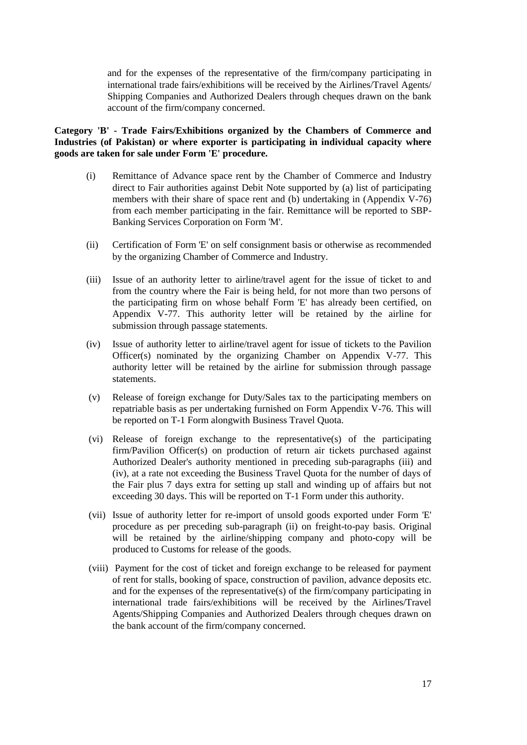and for the expenses of the representative of the firm/company participating in international trade fairs/exhibitions will be received by the Airlines/Travel Agents/ Shipping Companies and Authorized Dealers through cheques drawn on the bank account of the firm/company concerned.

**Category 'B' - Trade Fairs/Exhibitions organized by the Chambers of Commerce and Industries (of Pakistan) or where exporter is participating in individual capacity where goods are taken for sale under Form 'E' procedure.**

(i) Remittance of Advance space rent by the Chamber of Commerce and Industry direct to Fair authorities against Debit Note supported by (a) list of participating members with their share of space rent and (b) undertaking in (Appendix V-76) from each member participating in the fair. Remittance will be reported to SBP-Banking Services Corporation on Form 'M'.

(ii) Certification of Form 'E' on self consignment basis or otherwise as recommended by the organizing Chamber of Commerce and Industry.

(iii) Issue of an authority letter to airline/travel agent for the issue of ticket to and from the country where the Fair is being held, for not more than two persons of the participating firm on whose behalf Form 'E' has already been certified, on Appendix V-77. This authority letter will be retained by the airline for submission through passage statements.

(iv) Issue of authority letter to airline/travel agent for issue of tickets to the Pavilion Officer(s) nominated by the organizing Chamber on Appendix V-77. This authority letter will be retained by the airline for submission through passage statements.

(v) Release of foreign exchange for Duty/Sales tax to the participating members on repatriable basis as per undertaking furnished on Form Appendix V-76. This will be reported on T-1 Form alongwith Business Travel Quota.

(vi) Release of foreign exchange to the representative(s) of the participating firm/Pavilion Officer(s) on production of return air tickets purchased against Authorized Dealer's authority mentioned in preceding sub-paragraphs (iii) and (iv), at a rate not exceeding the Business Travel Quota for the number of days of the Fair plus 7 days extra for setting up stall and winding up of affairs but not exceeding 30 days. This will be reported on T-1 Form under this authority.

(vii) Issue of authority letter for re-import of unsold goods exported under Form 'E' procedure as per preceding sub-paragraph (ii) on freight-to-pay basis. Original will be retained by the airline/shipping company and photo-copy will be produced to Customs for release of the goods.

(viii) Payment for the cost of ticket and foreign exchange to be released for payment of rent for stalls, booking of space, construction of pavilion, advance deposits etc. and for the expenses of the representative(s) of the firm/company participating in international trade fairs/exhibitions will be received by the Airlines/Travel Agents/Shipping Companies and Authorized Dealers through cheques drawn on the bank account of the firm/company concerned.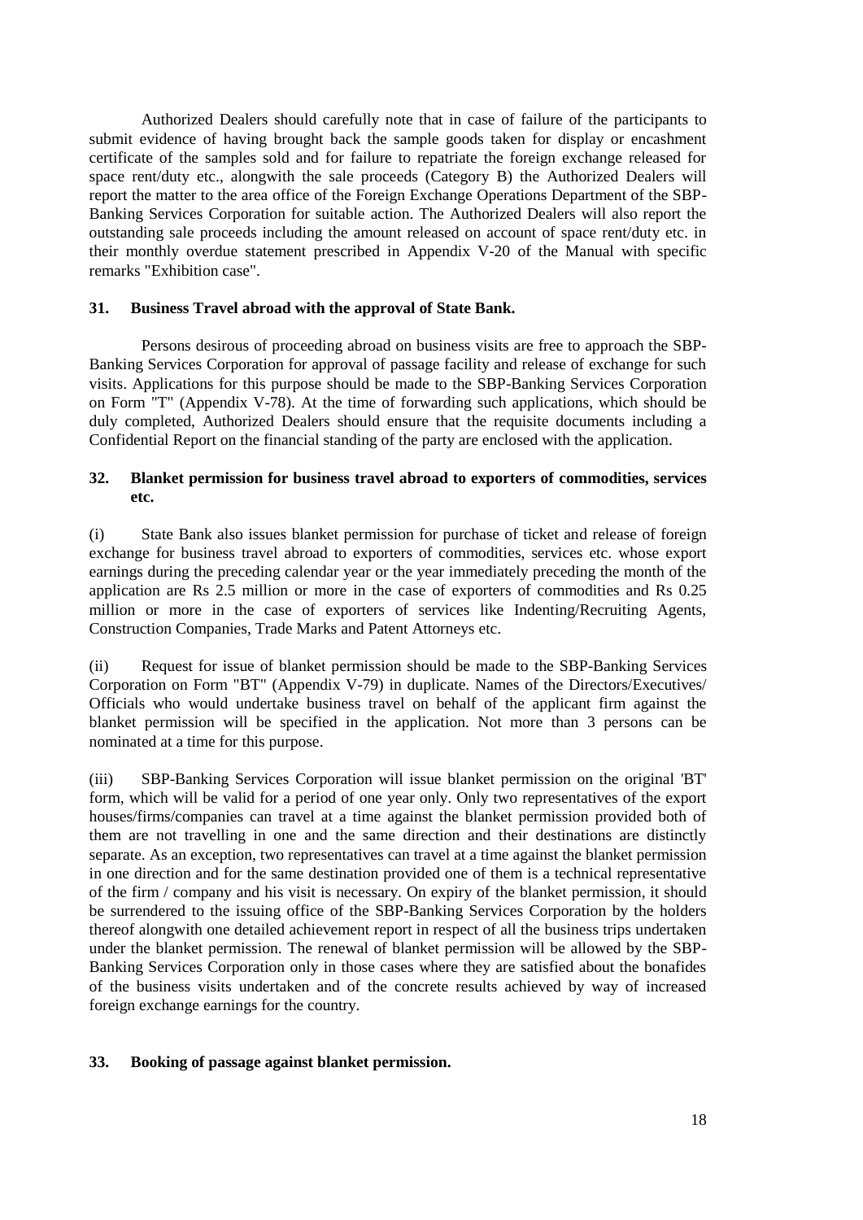Authorized Dealers should carefully note that in case of failure of the participants to submit evidence of having brought back the sample goods taken for display or encashment certificate of the samples sold and for failure to repatriate the foreign exchange released for space rent/duty etc., alongwith the sale proceeds (Category B) the Authorized Dealers will report the matter to the area office of the Foreign Exchange Operations Department of the SBP-Banking Services Corporation for suitable action. The Authorized Dealers will also report the outstanding sale proceeds including the amount released on account of space rent/duty etc. in their monthly overdue statement prescribed in Appendix V-20 of the Manual with specific remarks "Exhibition case".

## 31. Business Travel abroad with the approval of State Bank.

Persons desirous of proceeding abroad on business visits are free to approach the SBP-Banking Services Corporation for approval of passage facility and release of exchange for such visits. Applications for this purpose should be made to the SBP-Banking Services Corporation on Form "T" (Appendix V-78). At the time of forwarding such applications, which should be duly completed, Authorized Dealers should ensure that the requisite documents including a Confidential Report on the financial standing of the party are enclosed with the application.

## 32. Blanket permission for business travel abroad to exporters of commodities, services etc.

(i) State Bank also issues blanket permission for purchase of ticket and release of foreign exchange for business travel abroad to exporters of commodities, services etc. whose export earnings during the preceding calendar year or the year immediately preceding the month of the application are Rs 2.5 million or more in the case of exporters of commodities and Rs 0.25 million or more in the case of exporters of services like Indenting/Recruiting Agents, Construction Companies, Trade Marks and Patent Attorneys etc.

(ii) Request for issue of blanket permission should be made to the SBP-Banking Services Corporation on Form "BT" (Appendix V-79) in duplicate. Names of the Directors/Executives/ Officials who would undertake business travel on behalf of the applicant firm against the blanket permission will be specified in the application. Not more than 3 persons can be nominated at a time for this purpose.

(iii) SBP-Banking Services Corporation will issue blanket permission on the original 'BT' form, which will be valid for a period of one year only. Only two representatives of the export houses/firms/companies can travel at a time against the blanket permission provided both of them are not travelling in one and the same direction and their destinations are distinctly separate. As an exception, two representatives can travel at a time against the blanket permission in one direction and for the same destination provided one of them is a technical representative of the firm / company and his visit is necessary. On expiry of the blanket permission, it should be surrendered to the issuing office of the SBP-Banking Services Corporation by the holders thereof alongwith one detailed achievement report in respect of all the business trips undertaken under the blanket permission. The renewal of blanket permission will be allowed by the SBP-Banking Services Corporation only in those cases where they are satisfied about the bonafides of the business visits undertaken and of the concrete results achieved by way of increased foreign exchange earnings for the country.

## 33. Booking of passage against blanket permission.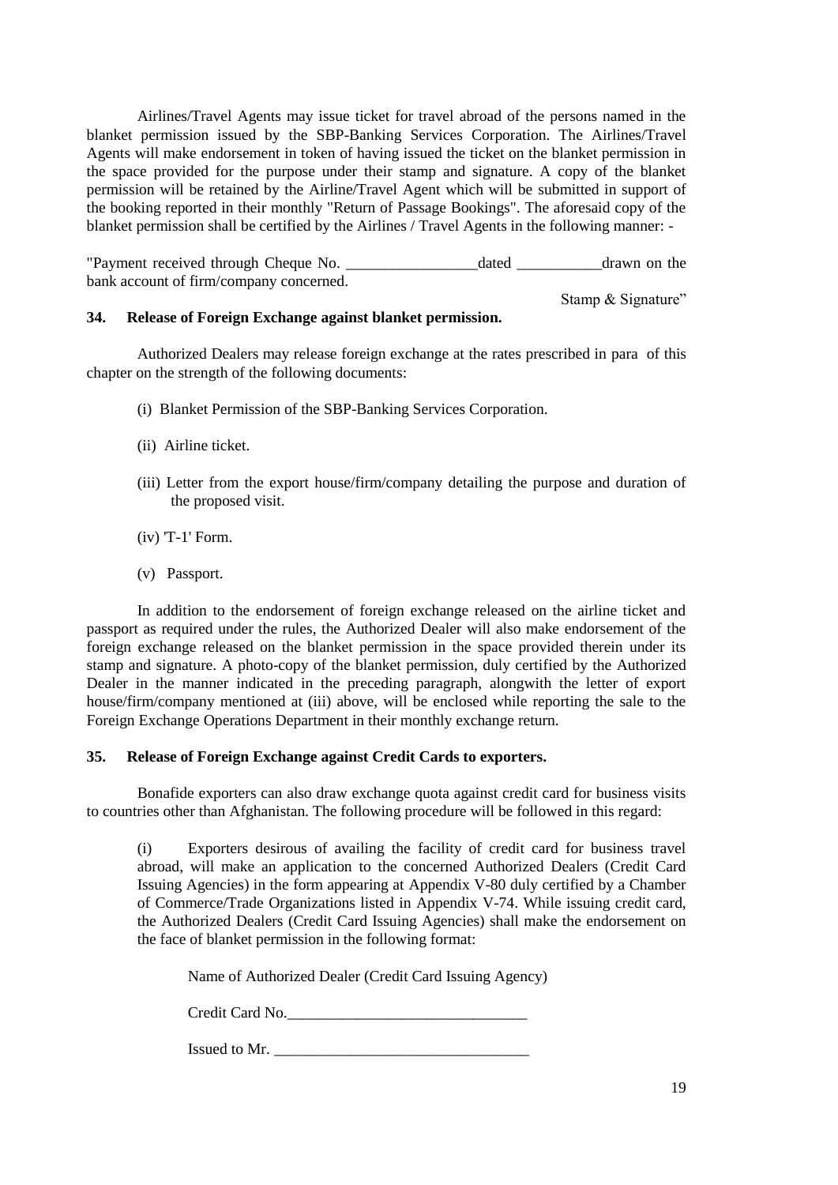Airlines/Travel Agents may issue ticket for travel abroad of the persons named in the blanket permission issued by the SBP-Banking Services Corporation. The Airlines/Travel Agents will make endorsement in token of having issued the ticket on the blanket permission in the space provided for the purpose under their stamp and signature. A copy of the blanket permission will be retained by the Airline/Travel Agent which will be submitted in support of the booking reported in their monthly "Return of Passage Bookings". The aforesaid copy of the blanket permission shall be certified by the Airlines / Travel Agents in the following manner: -

"Payment received through Cheque No. _________________dated ___________drawn on the bank account of firm/company concerned.

Stamp & Signature"

**34. Release of Foreign Exchange against blanket permission.**

Authorized Dealers may release foreign exchange at the rates prescribed in para of this chapter on the strength of the following documents:

(i) Blanket Permission of the SBP-Banking Services Corporation.

(ii) Airline ticket.

(iii) Letter from the export house/firm/company detailing the purpose and duration of the proposed visit.

(iv) 'T-1' Form.

(v) Passport.

In addition to the endorsement of foreign exchange released on the airline ticket and passport as required under the rules, the Authorized Dealer will also make endorsement of the foreign exchange released on the blanket permission in the space provided therein under its stamp and signature. A photo-copy of the blanket permission, duly certified by the Authorized Dealer in the manner indicated in the preceding paragraph, alongwith the letter of export house/firm/company mentioned at (iii) above, will be enclosed while reporting the sale to the Foreign Exchange Operations Department in their monthly exchange return.

**35. Release of Foreign Exchange against Credit Cards to exporters.**

Bonafide exporters can also draw exchange quota against credit card for business visits to countries other than Afghanistan. The following procedure will be followed in this regard:

(i) Exporters desirous of availing the facility of credit card for business travel abroad, will make an application to the concerned Authorized Dealers (Credit Card Issuing Agencies) in the form appearing at Appendix V-80 duly certified by a Chamber of Commerce/Trade Organizations listed in Appendix V-74. While issuing credit card, the Authorized Dealers (Credit Card Issuing Agencies) shall make the endorsement on the face of blanket permission in the following format:

Name of Authorized Dealer (Credit Card Issuing Agency)

Credit Card No.______________________________

Issued to Mr. ________________________________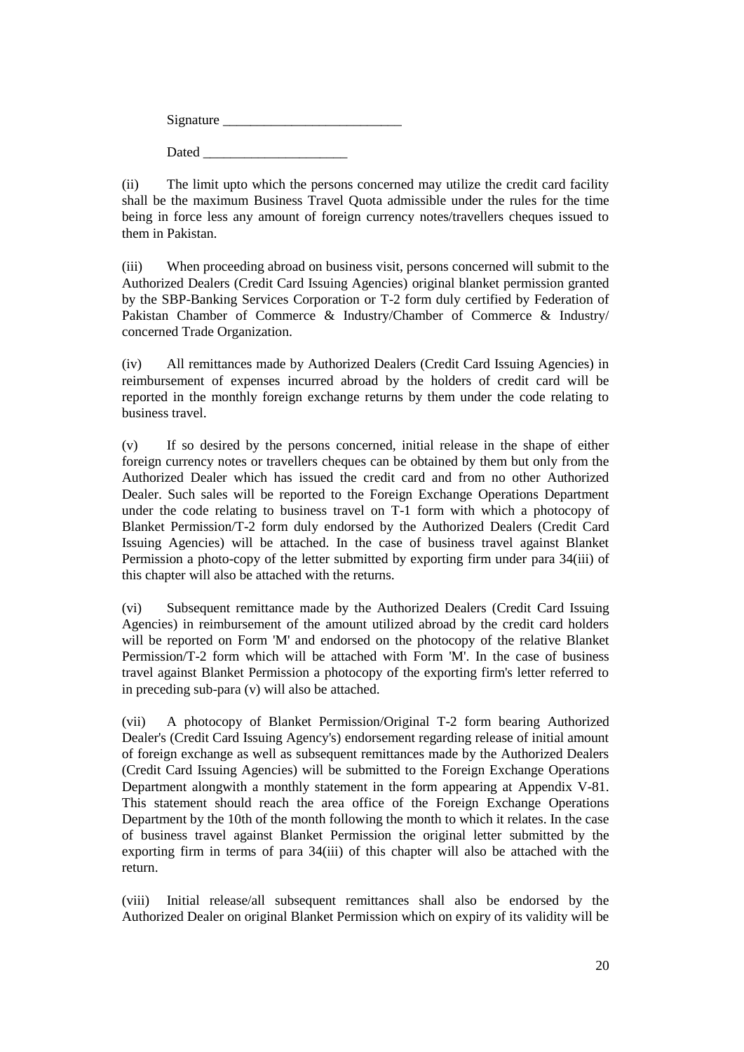Signature ___________________________

Dated ______________________

(ii) The limit upto which the persons concerned may utilize the credit card facility shall be the maximum Business Travel Quota admissible under the rules for the time being in force less any amount of foreign currency notes/travellers cheques issued to them in Pakistan.

(iii) When proceeding abroad on business visit, persons concerned will submit to the Authorized Dealers (Credit Card Issuing Agencies) original blanket permission granted by the SBP-Banking Services Corporation or T-2 form duly certified by Federation of Pakistan Chamber of Commerce & Industry/Chamber of Commerce & Industry/ concerned Trade Organization.

(iv) All remittances made by Authorized Dealers (Credit Card Issuing Agencies) in reimbursement of expenses incurred abroad by the holders of credit card will be reported in the monthly foreign exchange returns by them under the code relating to business travel.

(v) If so desired by the persons concerned, initial release in the shape of either foreign currency notes or travellers cheques can be obtained by them but only from the Authorized Dealer which has issued the credit card and from no other Authorized Dealer. Such sales will be reported to the Foreign Exchange Operations Department under the code relating to business travel on T-1 form with which a photocopy of Blanket Permission/T-2 form duly endorsed by the Authorized Dealers (Credit Card Issuing Agencies) will be attached. In the case of business travel against Blanket Permission a photo-copy of the letter submitted by exporting firm under para 34(iii) of this chapter will also be attached with the returns.

(vi) Subsequent remittance made by the Authorized Dealers (Credit Card Issuing Agencies) in reimbursement of the amount utilized abroad by the credit card holders will be reported on Form 'M' and endorsed on the photocopy of the relative Blanket Permission/T-2 form which will be attached with Form 'M'. In the case of business travel against Blanket Permission a photocopy of the exporting firm's letter referred to in preceding sub-para (v) will also be attached.

(vii) A photocopy of Blanket Permission/Original T-2 form bearing Authorized Dealer's (Credit Card Issuing Agency's) endorsement regarding release of initial amount of foreign exchange as well as subsequent remittances made by the Authorized Dealers (Credit Card Issuing Agencies) will be submitted to the Foreign Exchange Operations Department alongwith a monthly statement in the form appearing at Appendix V-81. This statement should reach the area office of the Foreign Exchange Operations Department by the 10th of the month following the month to which it relates. In the case of business travel against Blanket Permission the original letter submitted by the exporting firm in terms of para 34(iii) of this chapter will also be attached with the return.

(viii) Initial release/all subsequent remittances shall also be endorsed by the Authorized Dealer on original Blanket Permission which on expiry of its validity will be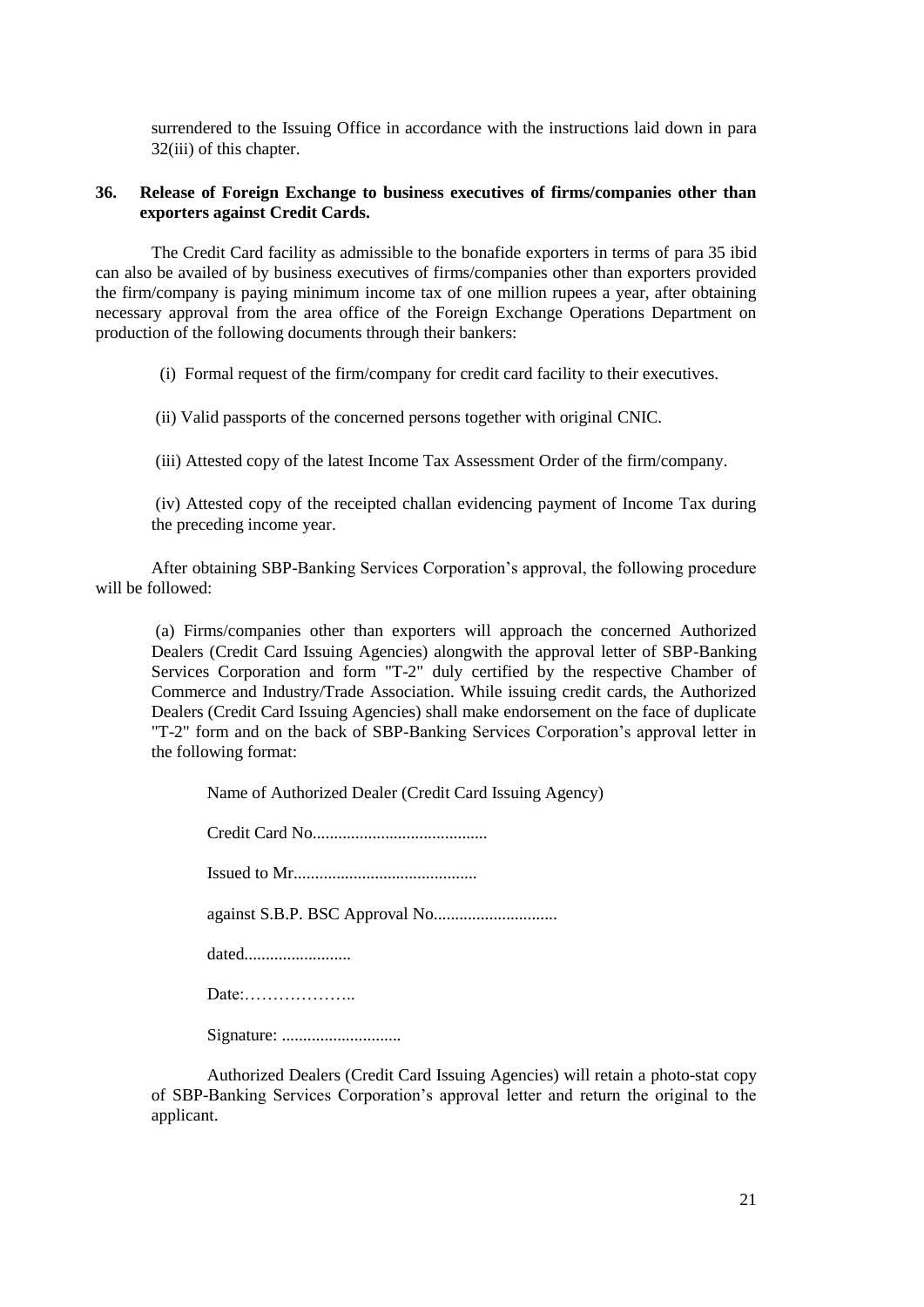surrendered to the Issuing Office in accordance with the instructions laid down in para 32(iii) of this chapter.

**36. Release of Foreign Exchange to business executives of firms/companies other than exporters against Credit Cards.**

The Credit Card facility as admissible to the bonafide exporters in terms of para 35 ibid can also be availed of by business executives of firms/companies other than exporters provided the firm/company is paying minimum income tax of one million rupees a year, after obtaining necessary approval from the area office of the Foreign Exchange Operations Department on production of the following documents through their bankers:

(i) Formal request of the firm/company for credit card facility to their executives.

(ii) Valid passports of the concerned persons together with original CNIC.

(iii) Attested copy of the latest Income Tax Assessment Order of the firm/company.

(iv) Attested copy of the receipted challan evidencing payment of Income Tax during the preceding income year.

After obtaining SBP-Banking Services Corporation's approval, the following procedure will be followed:

(a) Firms/companies other than exporters will approach the concerned Authorized Dealers (Credit Card Issuing Agencies) alongwith the approval letter of SBP-Banking Services Corporation and form "T-2" duly certified by the respective Chamber of Commerce and Industry/Trade Association. While issuing credit cards, the Authorized Dealers (Credit Card Issuing Agencies) shall make endorsement on the face of duplicate "T-2" form and on the back of SBP-Banking Services Corporation's approval letter in the following format:

Name of Authorized Dealer (Credit Card Issuing Agency)

Credit Card No.........................................

Issued to Mr...........................................

against S.B.P. BSC Approval No.............................

dated.........................

Date:………………..

Signature: ............................

Authorized Dealers (Credit Card Issuing Agencies) will retain a photo-stat copy of SBP-Banking Services Corporation's approval letter and return the original to the applicant.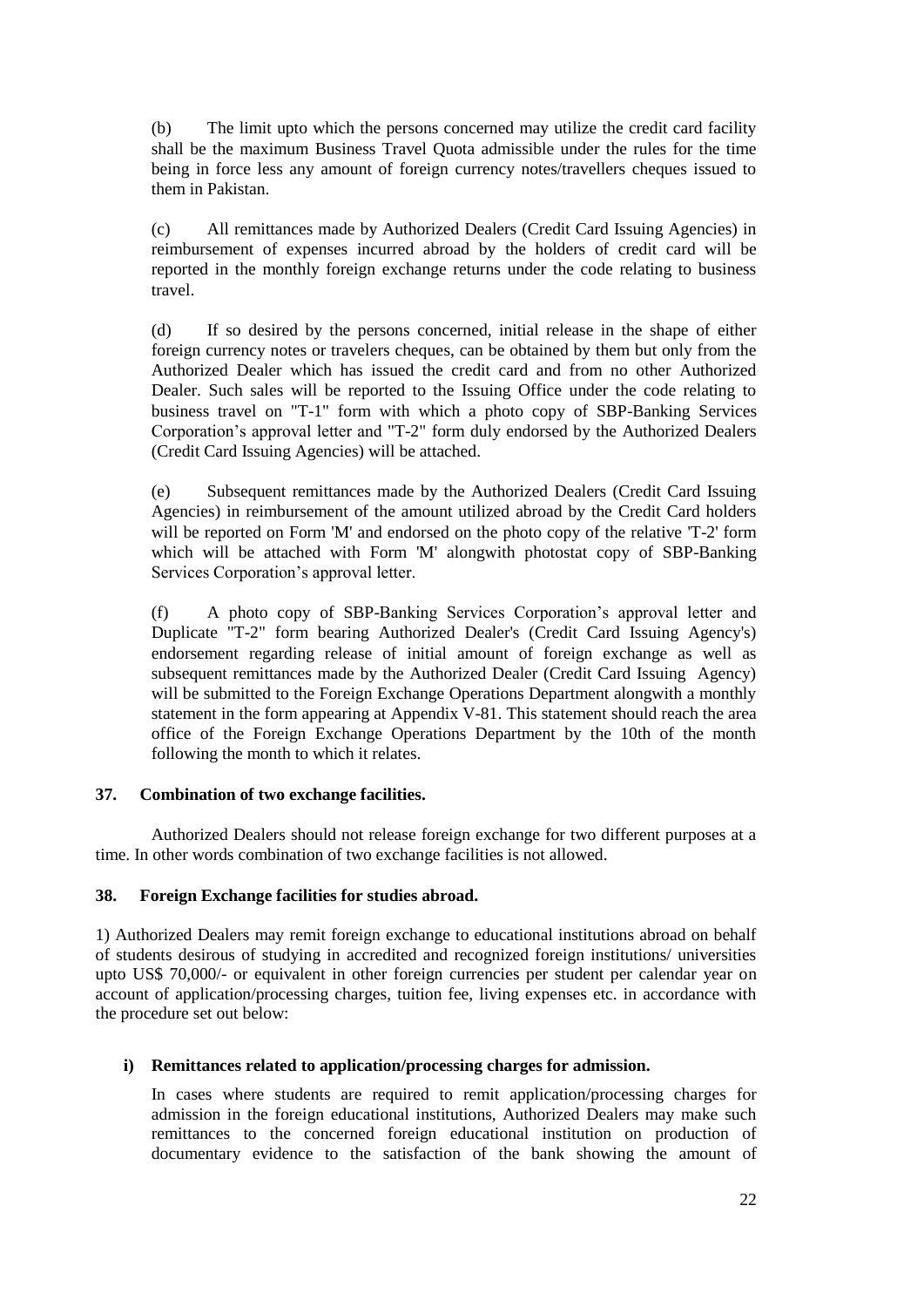(b) The limit upto which the persons concerned may utilize the credit card facility shall be the maximum Business Travel Quota admissible under the rules for the time being in force less any amount of foreign currency notes/travellers cheques issued to them in Pakistan.

(c) All remittances made by Authorized Dealers (Credit Card Issuing Agencies) in reimbursement of expenses incurred abroad by the holders of credit card will be reported in the monthly foreign exchange returns under the code relating to business travel.

(d) If so desired by the persons concerned, initial release in the shape of either foreign currency notes or travelers cheques, can be obtained by them but only from the Authorized Dealer which has issued the credit card and from no other Authorized Dealer. Such sales will be reported to the Issuing Office under the code relating to business travel on "T-1" form with which a photo copy of SBP-Banking Services Corporation's approval letter and "T-2" form duly endorsed by the Authorized Dealers (Credit Card Issuing Agencies) will be attached.

(e) Subsequent remittances made by the Authorized Dealers (Credit Card Issuing Agencies) in reimbursement of the amount utilized abroad by the Credit Card holders will be reported on Form 'M' and endorsed on the photo copy of the relative 'T-2' form which will be attached with Form 'M' alongwith photostat copy of SBP-Banking Services Corporation's approval letter.

(f) A photo copy of SBP-Banking Services Corporation's approval letter and Duplicate "T-2" form bearing Authorized Dealer's (Credit Card Issuing Agency's) endorsement regarding release of initial amount of foreign exchange as well as subsequent remittances made by the Authorized Dealer (Credit Card Issuing Agency) will be submitted to the Foreign Exchange Operations Department alongwith a monthly statement in the form appearing at Appendix V-81. This statement should reach the area office of the Foreign Exchange Operations Department by the 10th of the month following the month to which it relates.

### 37. Combination of two exchange facilities.

Authorized Dealers should not release foreign exchange for two different purposes at a time. In other words combination of two exchange facilities is not allowed.

### 38. Foreign Exchange facilities for studies abroad.

1) Authorized Dealers may remit foreign exchange to educational institutions abroad on behalf of students desirous of studying in accredited and recognized foreign institutions/ universities upto US$ 70,000/- or equivalent in other foreign currencies per student per calendar year on account of application/processing charges, tuition fee, living expenses etc. in accordance with the procedure set out below:

**i) Remittances related to application/processing charges for admission.**

In cases where students are required to remit application/processing charges for admission in the foreign educational institutions, Authorized Dealers may make such remittances to the concerned foreign educational institution on production of documentary evidence to the satisfaction of the bank showing the amount of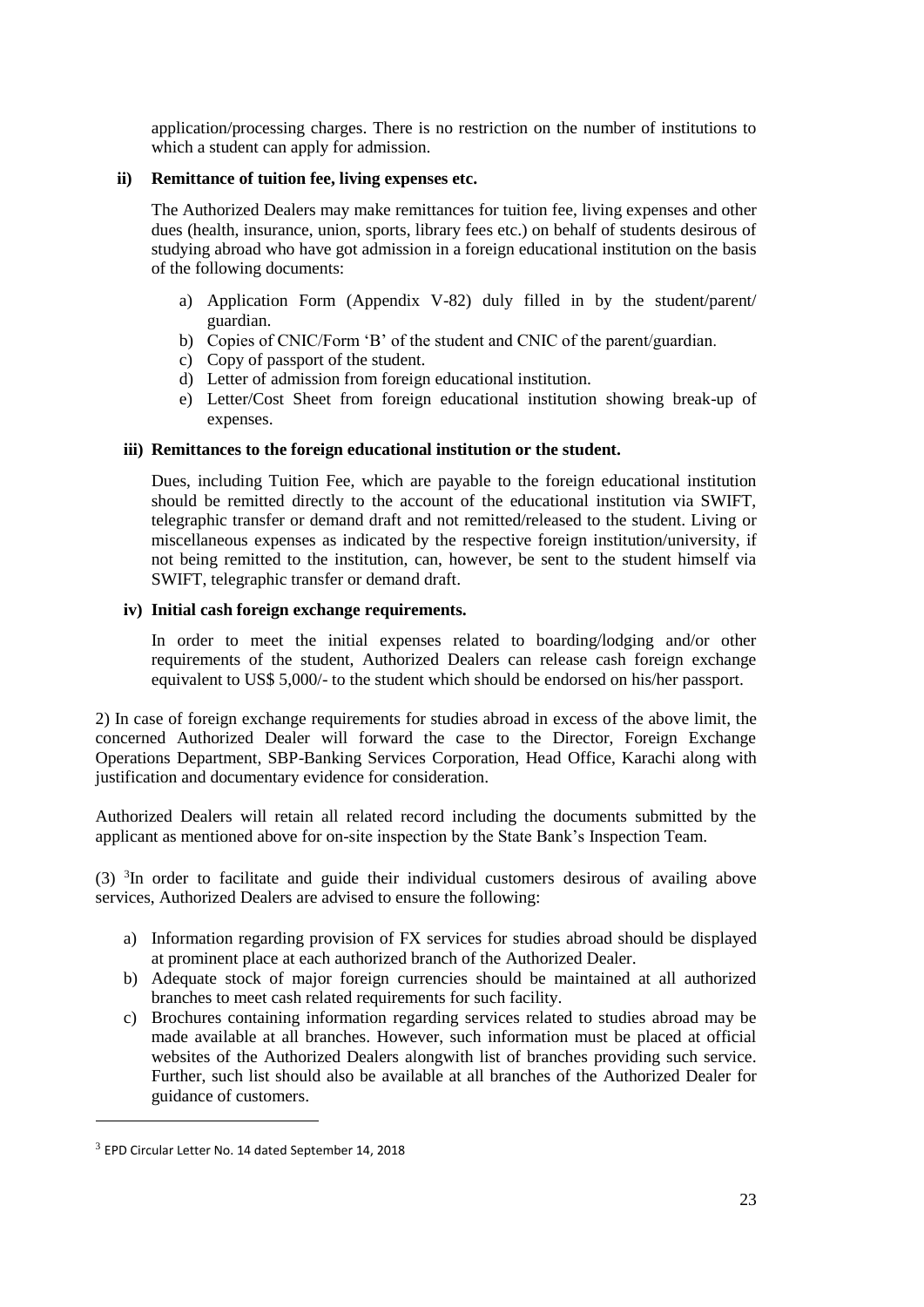application/processing charges. There is no restriction on the number of institutions to which a student can apply for admission.

**ii) Remittance of tuition fee, living expenses etc.**

The Authorized Dealers may make remittances for tuition fee, living expenses and other dues (health, insurance, union, sports, library fees etc.) on behalf of students desirous of studying abroad who have got admission in a foreign educational institution on the basis of the following documents:

a) Application Form (Appendix V-82) duly filled in by the student/parent/ guardian.
b) Copies of CNIC/Form 'B' of the student and CNIC of the parent/guardian.
c) Copy of passport of the student.
d) Letter of admission from foreign educational institution.
e) Letter/Cost Sheet from foreign educational institution showing break-up of expenses.

**iii) Remittances to the foreign educational institution or the student.**

Dues, including Tuition Fee, which are payable to the foreign educational institution should be remitted directly to the account of the educational institution via SWIFT, telegraphic transfer or demand draft and not remitted/released to the student. Living or miscellaneous expenses as indicated by the respective foreign institution/university, if not being remitted to the institution, can, however, be sent to the student himself via SWIFT, telegraphic transfer or demand draft.

**iv) Initial cash foreign exchange requirements.**

In order to meet the initial expenses related to boarding/lodging and/or other requirements of the student, Authorized Dealers can release cash foreign exchange equivalent to US$ 5,000/- to the student which should be endorsed on his/her passport.

2) In case of foreign exchange requirements for studies abroad in excess of the above limit, the concerned Authorized Dealer will forward the case to the Director, Foreign Exchange Operations Department, SBP-Banking Services Corporation, Head Office, Karachi along with justification and documentary evidence for consideration.

Authorized Dealers will retain all related record including the documents submitted by the applicant as mentioned above for on-site inspection by the State Bank's Inspection Team.

(3) [3]In order to facilitate and guide their individual customers desirous of availing above services, Authorized Dealers are advised to ensure the following:

a) Information regarding provision of FX services for studies abroad should be displayed at prominent place at each authorized branch of the Authorized Dealer.
b) Adequate stock of major foreign currencies should be maintained at all authorized branches to meet cash related requirements for such facility.
c) Brochures containing information regarding services related to studies abroad may be made available at all branches. However, such information must be placed at official websites of the Authorized Dealers alongwith list of branches providing such service. Further, such list should also be available at all branches of the Authorized Dealer for guidance of customers.

[3] EPD Circular Letter No. 14 dated September 14, 2018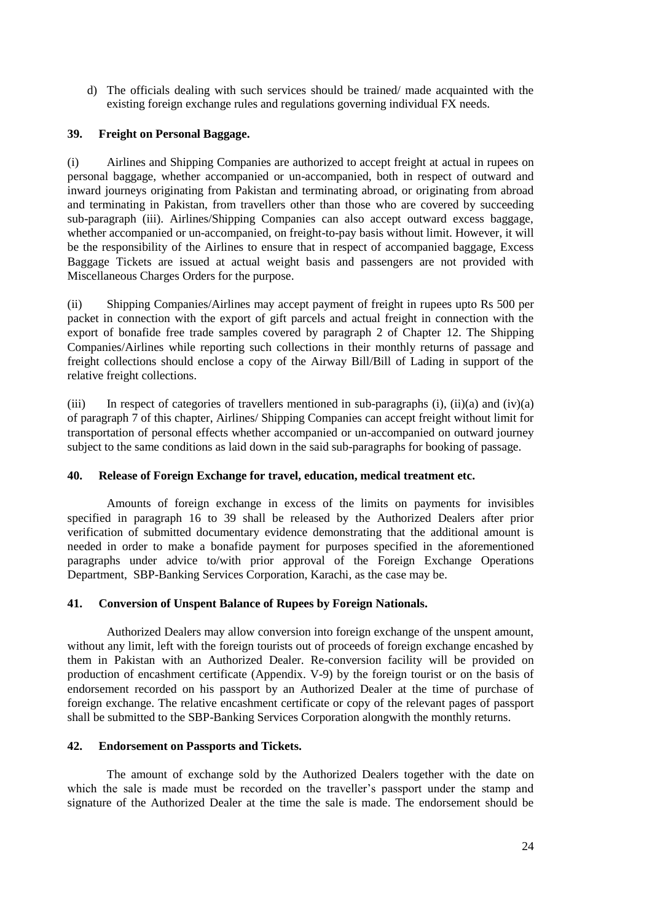d) The officials dealing with such services should be trained/ made acquainted with the existing foreign exchange rules and regulations governing individual FX needs.

### 39. Freight on Personal Baggage.

(i) Airlines and Shipping Companies are authorized to accept freight at actual in rupees on personal baggage, whether accompanied or un-accompanied, both in respect of outward and inward journeys originating from Pakistan and terminating abroad, or originating from abroad and terminating in Pakistan, from travellers other than those who are covered by succeeding sub-paragraph (iii). Airlines/Shipping Companies can also accept outward excess baggage, whether accompanied or un-accompanied, on freight-to-pay basis without limit. However, it will be the responsibility of the Airlines to ensure that in respect of accompanied baggage, Excess Baggage Tickets are issued at actual weight basis and passengers are not provided with Miscellaneous Charges Orders for the purpose.

(ii) Shipping Companies/Airlines may accept payment of freight in rupees upto Rs 500 per packet in connection with the export of gift parcels and actual freight in connection with the export of bonafide free trade samples covered by paragraph 2 of Chapter 12. The Shipping Companies/Airlines while reporting such collections in their monthly returns of passage and freight collections should enclose a copy of the Airway Bill/Bill of Lading in support of the relative freight collections.

(iii) In respect of categories of travellers mentioned in sub-paragraphs (i), (ii)(a) and (iv)(a) of paragraph 7 of this chapter, Airlines/ Shipping Companies can accept freight without limit for transportation of personal effects whether accompanied or un-accompanied on outward journey subject to the same conditions as laid down in the said sub-paragraphs for booking of passage.

### 40. Release of Foreign Exchange for travel, education, medical treatment etc.

Amounts of foreign exchange in excess of the limits on payments for invisibles specified in paragraph 16 to 39 shall be released by the Authorized Dealers after prior verification of submitted documentary evidence demonstrating that the additional amount is needed in order to make a bonafide payment for purposes specified in the aforementioned paragraphs under advice to/with prior approval of the Foreign Exchange Operations Department, SBP-Banking Services Corporation, Karachi, as the case may be.

### 41. Conversion of Unspent Balance of Rupees by Foreign Nationals.

Authorized Dealers may allow conversion into foreign exchange of the unspent amount, without any limit, left with the foreign tourists out of proceeds of foreign exchange encashed by them in Pakistan with an Authorized Dealer. Re-conversion facility will be provided on production of encashment certificate (Appendix. V-9) by the foreign tourist or on the basis of endorsement recorded on his passport by an Authorized Dealer at the time of purchase of foreign exchange. The relative encashment certificate or copy of the relevant pages of passport shall be submitted to the SBP-Banking Services Corporation alongwith the monthly returns.

### 42. Endorsement on Passports and Tickets.

The amount of exchange sold by the Authorized Dealers together with the date on which the sale is made must be recorded on the traveller's passport under the stamp and signature of the Authorized Dealer at the time the sale is made. The endorsement should be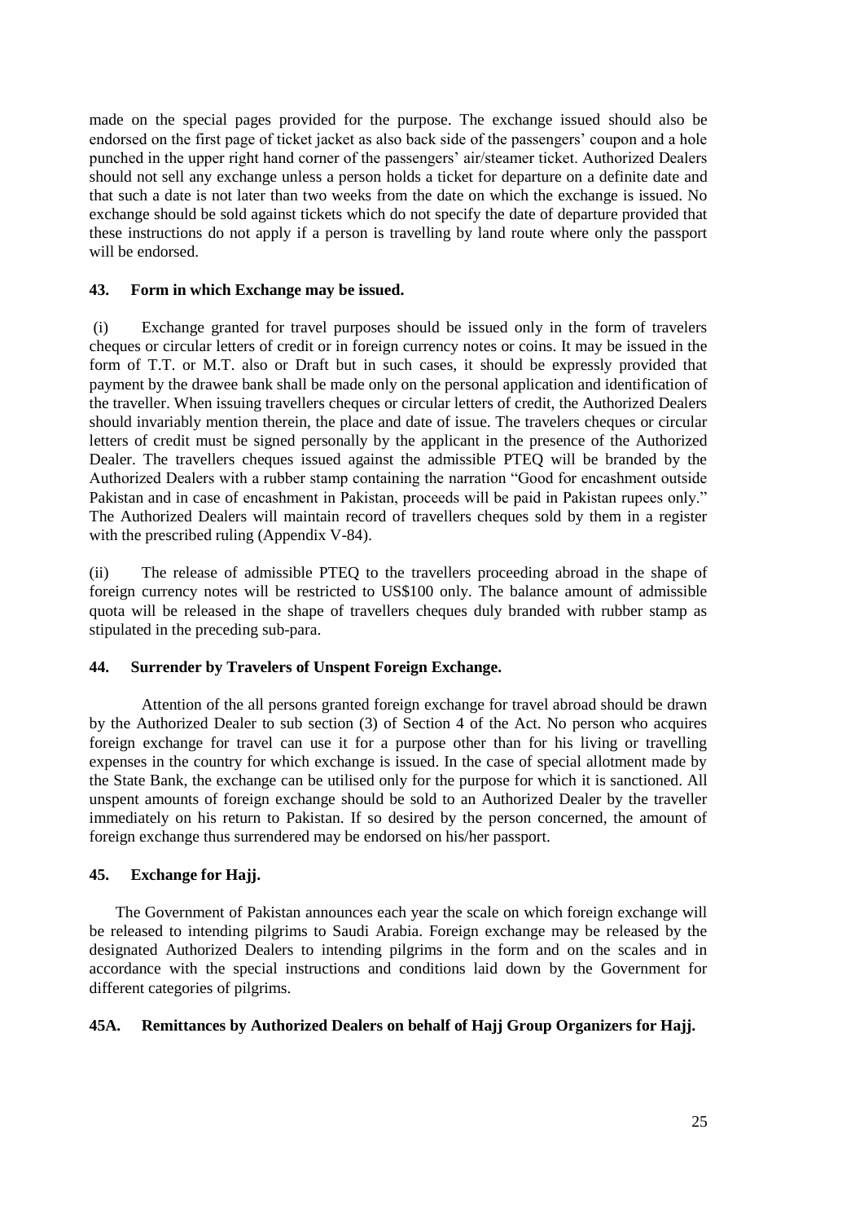made on the special pages provided for the purpose. The exchange issued should also be endorsed on the first page of ticket jacket as also back side of the passengers' coupon and a hole punched in the upper right hand corner of the passengers' air/steamer ticket. Authorized Dealers should not sell any exchange unless a person holds a ticket for departure on a definite date and that such a date is not later than two weeks from the date on which the exchange is issued. No exchange should be sold against tickets which do not specify the date of departure provided that these instructions do not apply if a person is travelling by land route where only the passport will be endorsed.

### 43. Form in which Exchange may be issued.

(i) Exchange granted for travel purposes should be issued only in the form of travelers cheques or circular letters of credit or in foreign currency notes or coins. It may be issued in the form of T.T. or M.T. also or Draft but in such cases, it should be expressly provided that payment by the drawee bank shall be made only on the personal application and identification of the traveller. When issuing travellers cheques or circular letters of credit, the Authorized Dealers should invariably mention therein, the place and date of issue. The travelers cheques or circular letters of credit must be signed personally by the applicant in the presence of the Authorized Dealer. The travellers cheques issued against the admissible PTEQ will be branded by the Authorized Dealers with a rubber stamp containing the narration "Good for encashment outside Pakistan and in case of encashment in Pakistan, proceeds will be paid in Pakistan rupees only." The Authorized Dealers will maintain record of travellers cheques sold by them in a register with the prescribed ruling (Appendix V-84).

(ii) The release of admissible PTEQ to the travellers proceeding abroad in the shape of foreign currency notes will be restricted to US$100 only. The balance amount of admissible quota will be released in the shape of travellers cheques duly branded with rubber stamp as stipulated in the preceding sub-para.

### 44. Surrender by Travelers of Unspent Foreign Exchange.

Attention of the all persons granted foreign exchange for travel abroad should be drawn by the Authorized Dealer to sub section (3) of Section 4 of the Act. No person who acquires foreign exchange for travel can use it for a purpose other than for his living or travelling expenses in the country for which exchange is issued. In the case of special allotment made by the State Bank, the exchange can be utilised only for the purpose for which it is sanctioned. All unspent amounts of foreign exchange should be sold to an Authorized Dealer by the traveller immediately on his return to Pakistan. If so desired by the person concerned, the amount of foreign exchange thus surrendered may be endorsed on his/her passport.

### 45. Exchange for Hajj.

The Government of Pakistan announces each year the scale on which foreign exchange will be released to intending pilgrims to Saudi Arabia. Foreign exchange may be released by the designated Authorized Dealers to intending pilgrims in the form and on the scales and in accordance with the special instructions and conditions laid down by the Government for different categories of pilgrims.

### 45A. Remittances by Authorized Dealers on behalf of Hajj Group Organizers for Hajj.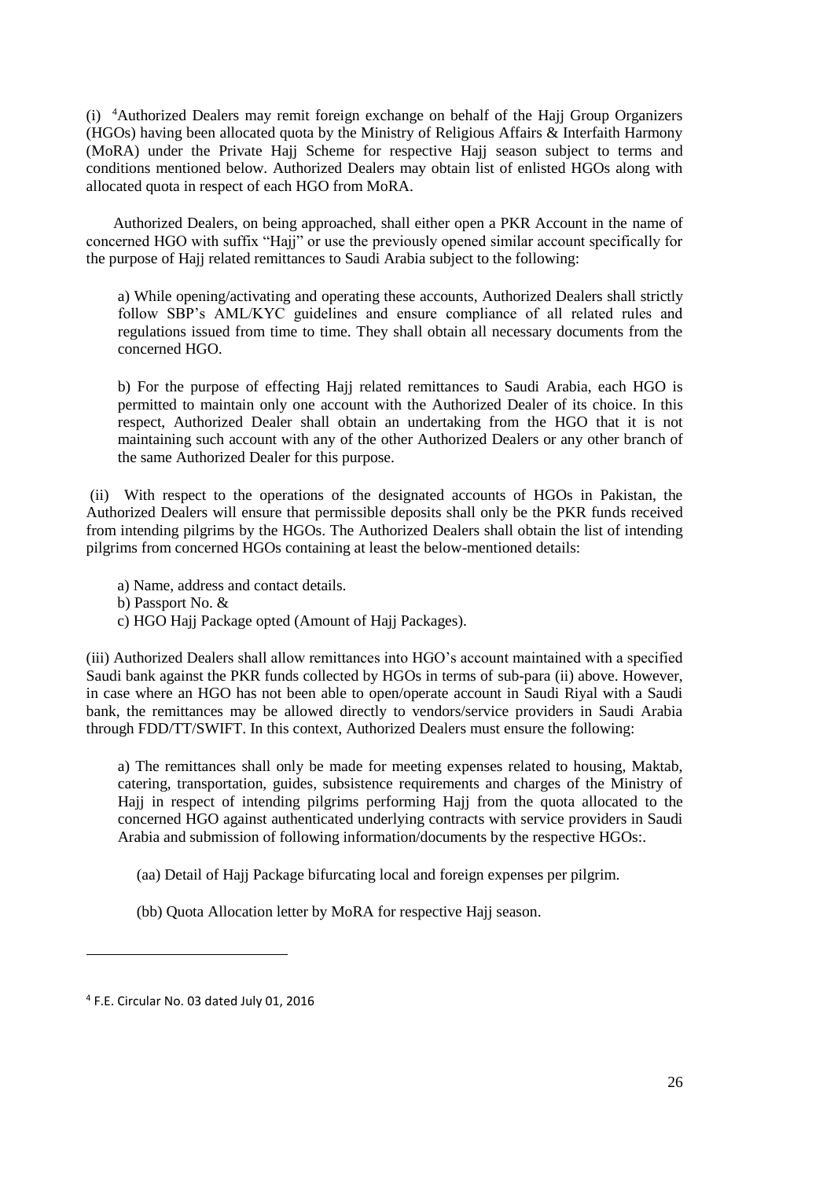(i) [4]Authorized Dealers may remit foreign exchange on behalf of the Hajj Group Organizers (HGOs) having been allocated quota by the Ministry of Religious Affairs & Interfaith Harmony (MoRA) under the Private Hajj Scheme for respective Hajj season subject to terms and conditions mentioned below. Authorized Dealers may obtain list of enlisted HGOs along with allocated quota in respect of each HGO from MoRA.

Authorized Dealers, on being approached, shall either open a PKR Account in the name of concerned HGO with suffix "Hajj" or use the previously opened similar account specifically for the purpose of Hajj related remittances to Saudi Arabia subject to the following:

a) While opening/activating and operating these accounts, Authorized Dealers shall strictly follow SBP's AML/KYC guidelines and ensure compliance of all related rules and regulations issued from time to time. They shall obtain all necessary documents from the concerned HGO.

b) For the purpose of effecting Hajj related remittances to Saudi Arabia, each HGO is permitted to maintain only one account with the Authorized Dealer of its choice. In this respect, Authorized Dealer shall obtain an undertaking from the HGO that it is not maintaining such account with any of the other Authorized Dealers or any other branch of the same Authorized Dealer for this purpose.

(ii) With respect to the operations of the designated accounts of HGOs in Pakistan, the Authorized Dealers will ensure that permissible deposits shall only be the PKR funds received from intending pilgrims by the HGOs. The Authorized Dealers shall obtain the list of intending pilgrims from concerned HGOs containing at least the below-mentioned details:

a) Name, address and contact details.
b) Passport No. &
c) HGO Hajj Package opted (Amount of Hajj Packages).

(iii) Authorized Dealers shall allow remittances into HGO's account maintained with a specified Saudi bank against the PKR funds collected by HGOs in terms of sub-para (ii) above. However, in case where an HGO has not been able to open/operate account in Saudi Riyal with a Saudi bank, the remittances may be allowed directly to vendors/service providers in Saudi Arabia through FDD/TT/SWIFT. In this context, Authorized Dealers must ensure the following:

a) The remittances shall only be made for meeting expenses related to housing, Maktab, catering, transportation, guides, subsistence requirements and charges of the Ministry of Hajj in respect of intending pilgrims performing Hajj from the quota allocated to the concerned HGO against authenticated underlying contracts with service providers in Saudi Arabia and submission of following information/documents by the respective HGOs:.

(aa) Detail of Hajj Package bifurcating local and foreign expenses per pilgrim.

(bb) Quota Allocation letter by MoRA for respective Hajj season.

---

[4] F.E. Circular No. 03 dated July 01, 2016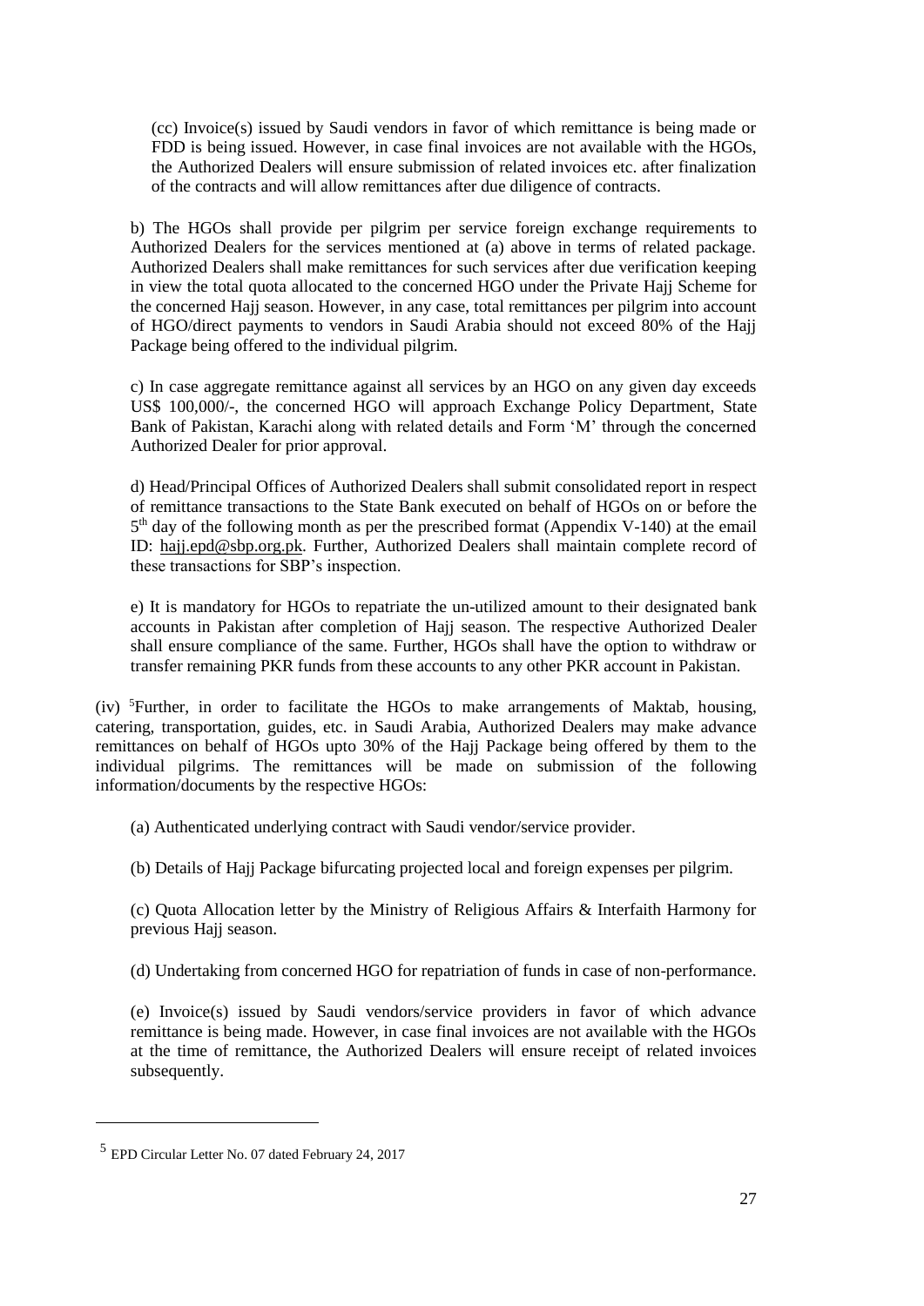(cc) Invoice(s) issued by Saudi vendors in favor of which remittance is being made or FDD is being issued. However, in case final invoices are not available with the HGOs, the Authorized Dealers will ensure submission of related invoices etc. after finalization of the contracts and will allow remittances after due diligence of contracts.

b) The HGOs shall provide per pilgrim per service foreign exchange requirements to Authorized Dealers for the services mentioned at (a) above in terms of related package. Authorized Dealers shall make remittances for such services after due verification keeping in view the total quota allocated to the concerned HGO under the Private Hajj Scheme for the concerned Hajj season. However, in any case, total remittances per pilgrim into account of HGO/direct payments to vendors in Saudi Arabia should not exceed 80% of the Hajj Package being offered to the individual pilgrim.

c) In case aggregate remittance against all services by an HGO on any given day exceeds US$ 100,000/-, the concerned HGO will approach Exchange Policy Department, State Bank of Pakistan, Karachi along with related details and Form 'M' through the concerned Authorized Dealer for prior approval.

d) Head/Principal Offices of Authorized Dealers shall submit consolidated report in respect of remittance transactions to the State Bank executed on behalf of HGOs on or before the 5th day of the following month as per the prescribed format (Appendix V-140) at the email ID: hajj.epd@sbp.org.pk. Further, Authorized Dealers shall maintain complete record of these transactions for SBP's inspection.

e) It is mandatory for HGOs to repatriate the un-utilized amount to their designated bank accounts in Pakistan after completion of Hajj season. The respective Authorized Dealer shall ensure compliance of the same. Further, HGOs shall have the option to withdraw or transfer remaining PKR funds from these accounts to any other PKR account in Pakistan.

(iv) [5]Further, in order to facilitate the HGOs to make arrangements of Maktab, housing, catering, transportation, guides, etc. in Saudi Arabia, Authorized Dealers may make advance remittances on behalf of HGOs upto 30% of the Hajj Package being offered by them to the individual pilgrims. The remittances will be made on submission of the following information/documents by the respective HGOs:

(a) Authenticated underlying contract with Saudi vendor/service provider.

(b) Details of Hajj Package bifurcating projected local and foreign expenses per pilgrim.

(c) Quota Allocation letter by the Ministry of Religious Affairs & Interfaith Harmony for previous Hajj season.

(d) Undertaking from concerned HGO for repatriation of funds in case of non-performance.

(e) Invoice(s) issued by Saudi vendors/service providers in favor of which advance remittance is being made. However, in case final invoices are not available with the HGOs at the time of remittance, the Authorized Dealers will ensure receipt of related invoices subsequently.

---

[5] EPD Circular Letter No. 07 dated February 24, 2017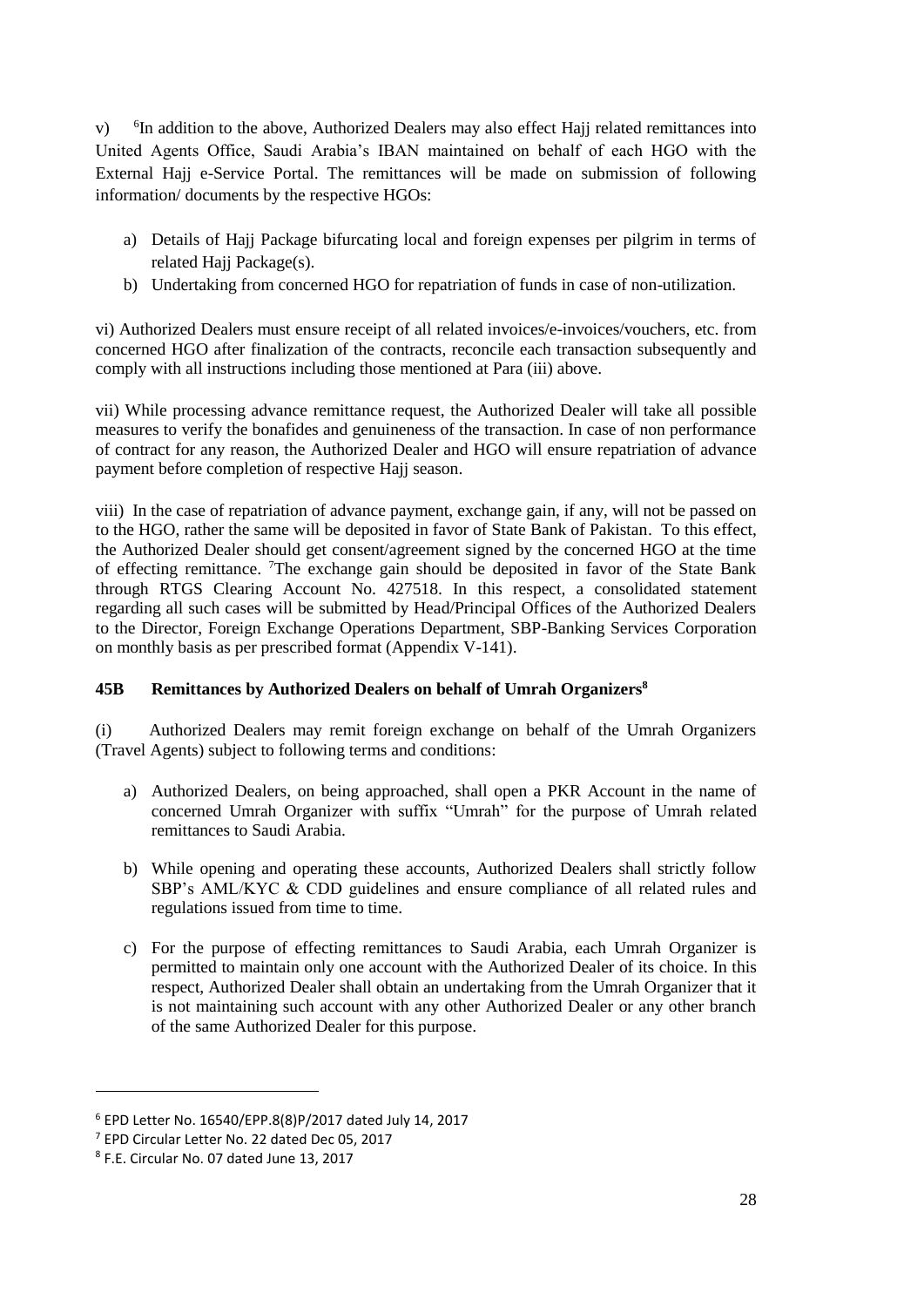v) [6]In addition to the above, Authorized Dealers may also effect Hajj related remittances into United Agents Office, Saudi Arabia's IBAN maintained on behalf of each HGO with the External Hajj e-Service Portal. The remittances will be made on submission of following information/ documents by the respective HGOs:

a) Details of Hajj Package bifurcating local and foreign expenses per pilgrim in terms of related Hajj Package(s).
b) Undertaking from concerned HGO for repatriation of funds in case of non-utilization.

vi) Authorized Dealers must ensure receipt of all related invoices/e-invoices/vouchers, etc. from concerned HGO after finalization of the contracts, reconcile each transaction subsequently and comply with all instructions including those mentioned at Para (iii) above.

vii) While processing advance remittance request, the Authorized Dealer will take all possible measures to verify the bonafides and genuineness of the transaction. In case of non performance of contract for any reason, the Authorized Dealer and HGO will ensure repatriation of advance payment before completion of respective Hajj season.

viii) In the case of repatriation of advance payment, exchange gain, if any, will not be passed on to the HGO, rather the same will be deposited in favor of State Bank of Pakistan. To this effect, the Authorized Dealer should get consent/agreement signed by the concerned HGO at the time of effecting remittance. [7]The exchange gain should be deposited in favor of the State Bank through RTGS Clearing Account No. 427518. In this respect, a consolidated statement regarding all such cases will be submitted by Head/Principal Offices of the Authorized Dealers to the Director, Foreign Exchange Operations Department, SBP-Banking Services Corporation on monthly basis as per prescribed format (Appendix V-141).

### 45B Remittances by Authorized Dealers on behalf of Umrah Organizers[8]

(i) Authorized Dealers may remit foreign exchange on behalf of the Umrah Organizers (Travel Agents) subject to following terms and conditions:

a) Authorized Dealers, on being approached, shall open a PKR Account in the name of concerned Umrah Organizer with suffix "Umrah" for the purpose of Umrah related remittances to Saudi Arabia.

b) While opening and operating these accounts, Authorized Dealers shall strictly follow SBP's AML/KYC & CDD guidelines and ensure compliance of all related rules and regulations issued from time to time.

c) For the purpose of effecting remittances to Saudi Arabia, each Umrah Organizer is permitted to maintain only one account with the Authorized Dealer of its choice. In this respect, Authorized Dealer shall obtain an undertaking from the Umrah Organizer that it is not maintaining such account with any other Authorized Dealer or any other branch of the same Authorized Dealer for this purpose.

---

[6] EPD Letter No. 16540/EPP.8(8)P/2017 dated July 14, 2017

[7] EPD Circular Letter No. 22 dated Dec 05, 2017

[8] F.E. Circular No. 07 dated June 13, 2017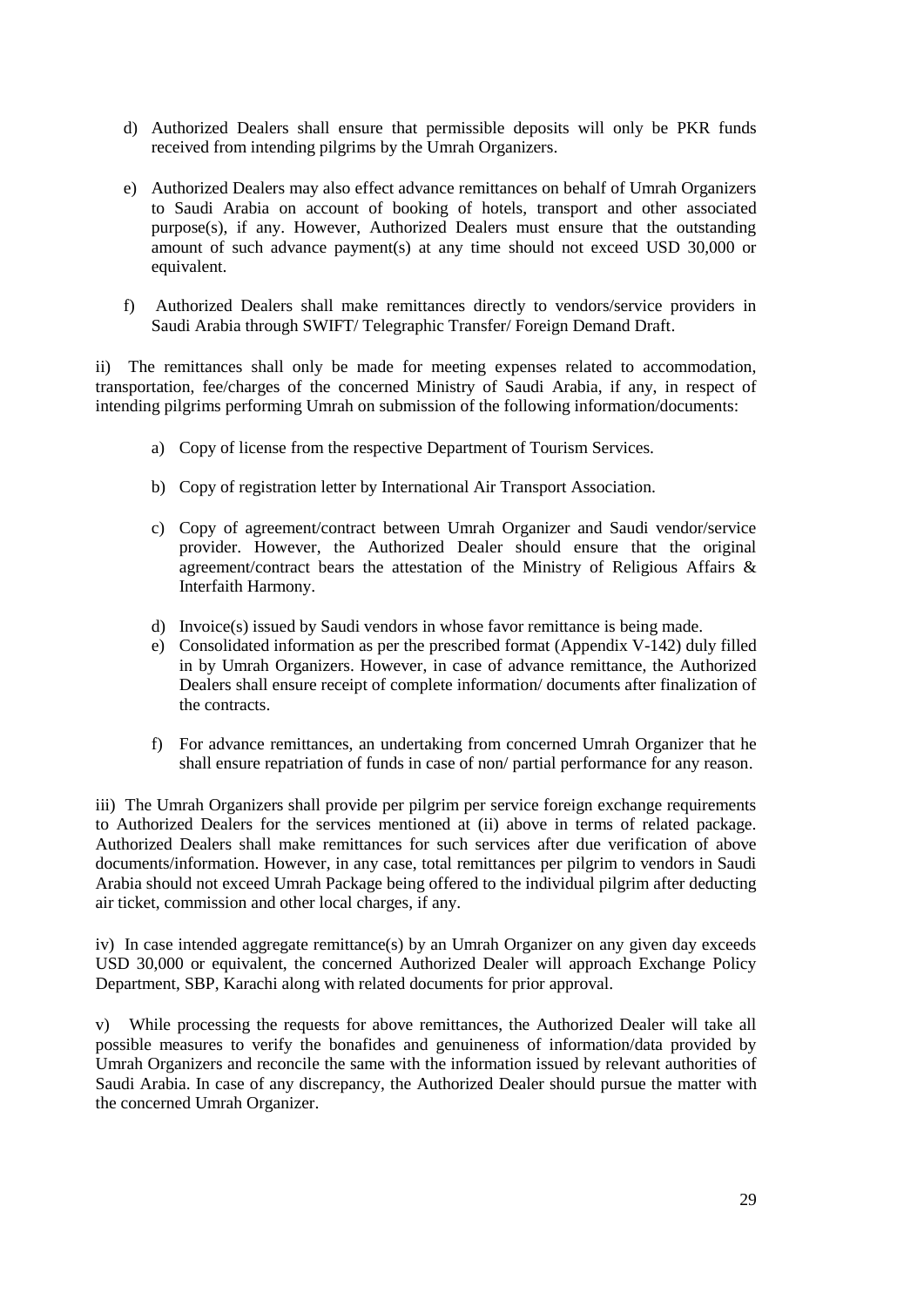d) Authorized Dealers shall ensure that permissible deposits will only be PKR funds received from intending pilgrims by the Umrah Organizers.

e) Authorized Dealers may also effect advance remittances on behalf of Umrah Organizers to Saudi Arabia on account of booking of hotels, transport and other associated purpose(s), if any. However, Authorized Dealers must ensure that the outstanding amount of such advance payment(s) at any time should not exceed USD 30,000 or equivalent.

f) Authorized Dealers shall make remittances directly to vendors/service providers in Saudi Arabia through SWIFT/ Telegraphic Transfer/ Foreign Demand Draft.

ii) The remittances shall only be made for meeting expenses related to accommodation, transportation, fee/charges of the concerned Ministry of Saudi Arabia, if any, in respect of intending pilgrims performing Umrah on submission of the following information/documents:

a) Copy of license from the respective Department of Tourism Services.

b) Copy of registration letter by International Air Transport Association.

c) Copy of agreement/contract between Umrah Organizer and Saudi vendor/service provider. However, the Authorized Dealer should ensure that the original agreement/contract bears the attestation of the Ministry of Religious Affairs & Interfaith Harmony.

d) Invoice(s) issued by Saudi vendors in whose favor remittance is being made.

e) Consolidated information as per the prescribed format (Appendix V-142) duly filled in by Umrah Organizers. However, in case of advance remittance, the Authorized Dealers shall ensure receipt of complete information/ documents after finalization of the contracts.

f) For advance remittances, an undertaking from concerned Umrah Organizer that he shall ensure repatriation of funds in case of non/ partial performance for any reason.

iii) The Umrah Organizers shall provide per pilgrim per service foreign exchange requirements to Authorized Dealers for the services mentioned at (ii) above in terms of related package. Authorized Dealers shall make remittances for such services after due verification of above documents/information. However, in any case, total remittances per pilgrim to vendors in Saudi Arabia should not exceed Umrah Package being offered to the individual pilgrim after deducting air ticket, commission and other local charges, if any.

iv) In case intended aggregate remittance(s) by an Umrah Organizer on any given day exceeds USD 30,000 or equivalent, the concerned Authorized Dealer will approach Exchange Policy Department, SBP, Karachi along with related documents for prior approval.

v) While processing the requests for above remittances, the Authorized Dealer will take all possible measures to verify the bonafides and genuineness of information/data provided by Umrah Organizers and reconcile the same with the information issued by relevant authorities of Saudi Arabia. In case of any discrepancy, the Authorized Dealer should pursue the matter with the concerned Umrah Organizer.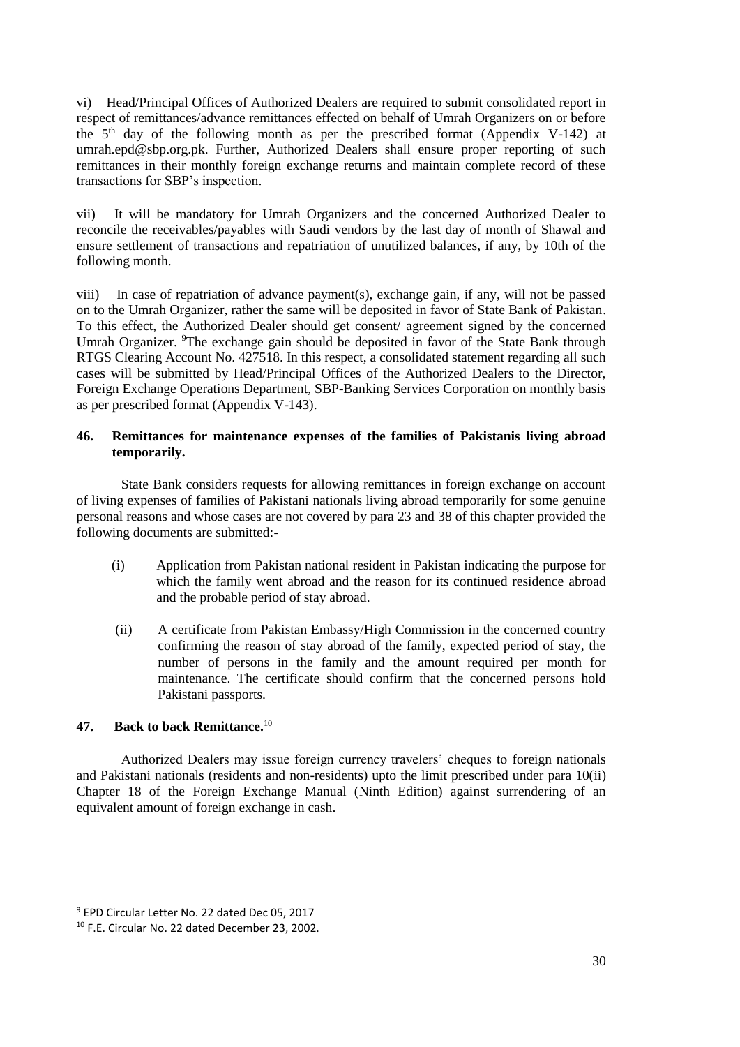vi) Head/Principal Offices of Authorized Dealers are required to submit consolidated report in respect of remittances/advance remittances effected on behalf of Umrah Organizers on or before the 5th day of the following month as per the prescribed format (Appendix V-142) at umrah.epd@sbp.org.pk. Further, Authorized Dealers shall ensure proper reporting of such remittances in their monthly foreign exchange returns and maintain complete record of these transactions for SBP's inspection.

vii) It will be mandatory for Umrah Organizers and the concerned Authorized Dealer to reconcile the receivables/payables with Saudi vendors by the last day of month of Shawal and ensure settlement of transactions and repatriation of unutilized balances, if any, by 10th of the following month.

viii) In case of repatriation of advance payment(s), exchange gain, if any, will not be passed on to the Umrah Organizer, rather the same will be deposited in favor of State Bank of Pakistan. To this effect, the Authorized Dealer should get consent/ agreement signed by the concerned Umrah Organizer. [9]The exchange gain should be deposited in favor of the State Bank through RTGS Clearing Account No. 427518. In this respect, a consolidated statement regarding all such cases will be submitted by Head/Principal Offices of the Authorized Dealers to the Director, Foreign Exchange Operations Department, SBP-Banking Services Corporation on monthly basis as per prescribed format (Appendix V-143).

### 46. Remittances for maintenance expenses of the families of Pakistanis living abroad temporarily.

State Bank considers requests for allowing remittances in foreign exchange on account of living expenses of families of Pakistani nationals living abroad temporarily for some genuine personal reasons and whose cases are not covered by para 23 and 38 of this chapter provided the following documents are submitted:-

(i) Application from Pakistan national resident in Pakistan indicating the purpose for which the family went abroad and the reason for its continued residence abroad and the probable period of stay abroad.

(ii) A certificate from Pakistan Embassy/High Commission in the concerned country confirming the reason of stay abroad of the family, expected period of stay, the number of persons in the family and the amount required per month for maintenance. The certificate should confirm that the concerned persons hold Pakistani passports.

### 47. Back to back Remittance.[10]

Authorized Dealers may issue foreign currency travelers' cheques to foreign nationals and Pakistani nationals (residents and non-residents) upto the limit prescribed under para 10(ii) Chapter 18 of the Foreign Exchange Manual (Ninth Edition) against surrendering of an equivalent amount of foreign exchange in cash.

---

[9] EPD Circular Letter No. 22 dated Dec 05, 2017

[10] F.E. Circular No. 22 dated December 23, 2002.